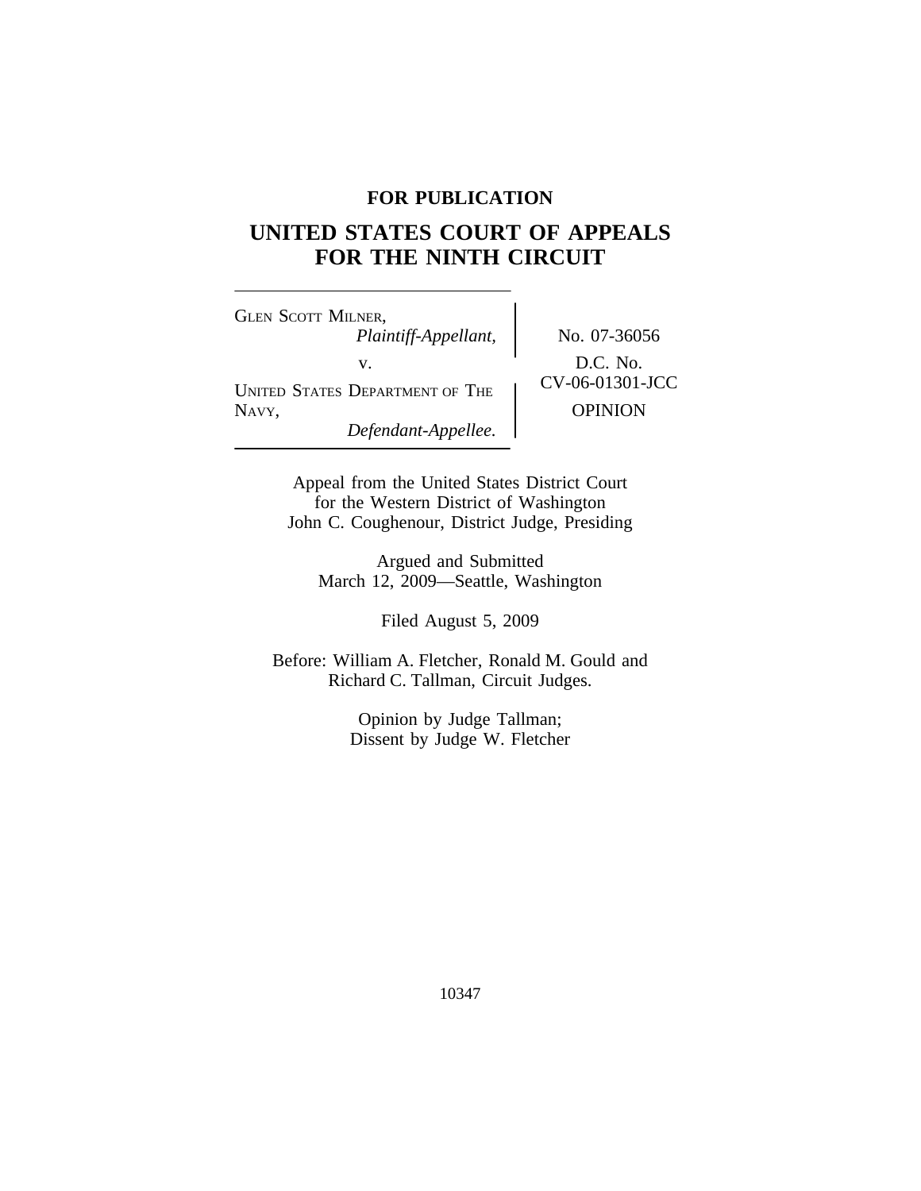**FOR PUBLICATION**

# UNITED STATES COURT OF APPEALS FOR THE NINTH CIRCUIT

GLEN SCOTT MILNER,
*Plaintiff-Appellant,*

v.

UNITED STATES DEPARTMENT OF THE NAVY,
*Defendant-Appellee.*

No. 07-36056

D.C. No. CV-06-01301-JCC

OPINION

Appeal from the United States District Court for the Western District of Washington
John C. Coughenour, District Judge, Presiding

Argued and Submitted
March 12, 2009—Seattle, Washington

Filed August 5, 2009

Before: William A. Fletcher, Ronald M. Gould and Richard C. Tallman, Circuit Judges.

Opinion by Judge Tallman;
Dissent by Judge W. Fletcher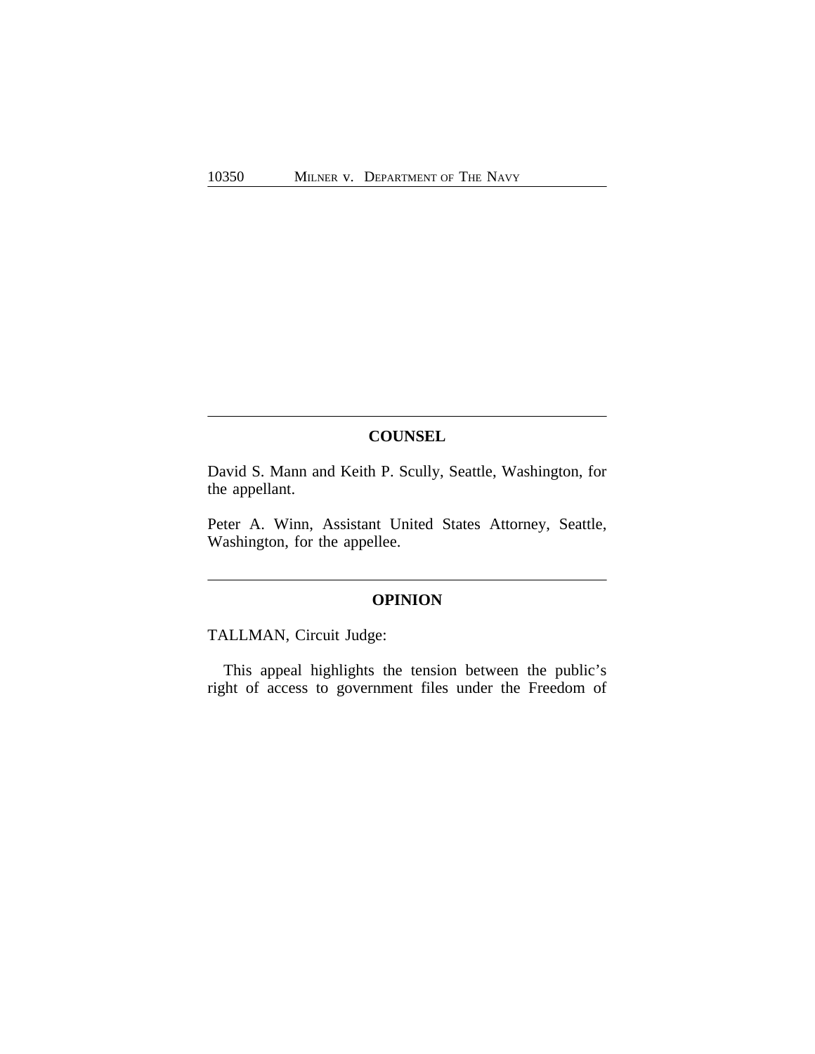## COUNSEL

David S. Mann and Keith P. Scully, Seattle, Washington, for the appellant.

Peter A. Winn, Assistant United States Attorney, Seattle, Washington, for the appellee.

## OPINION

TALLMAN, Circuit Judge:

This appeal highlights the tension between the public's right of access to government files under the Freedom of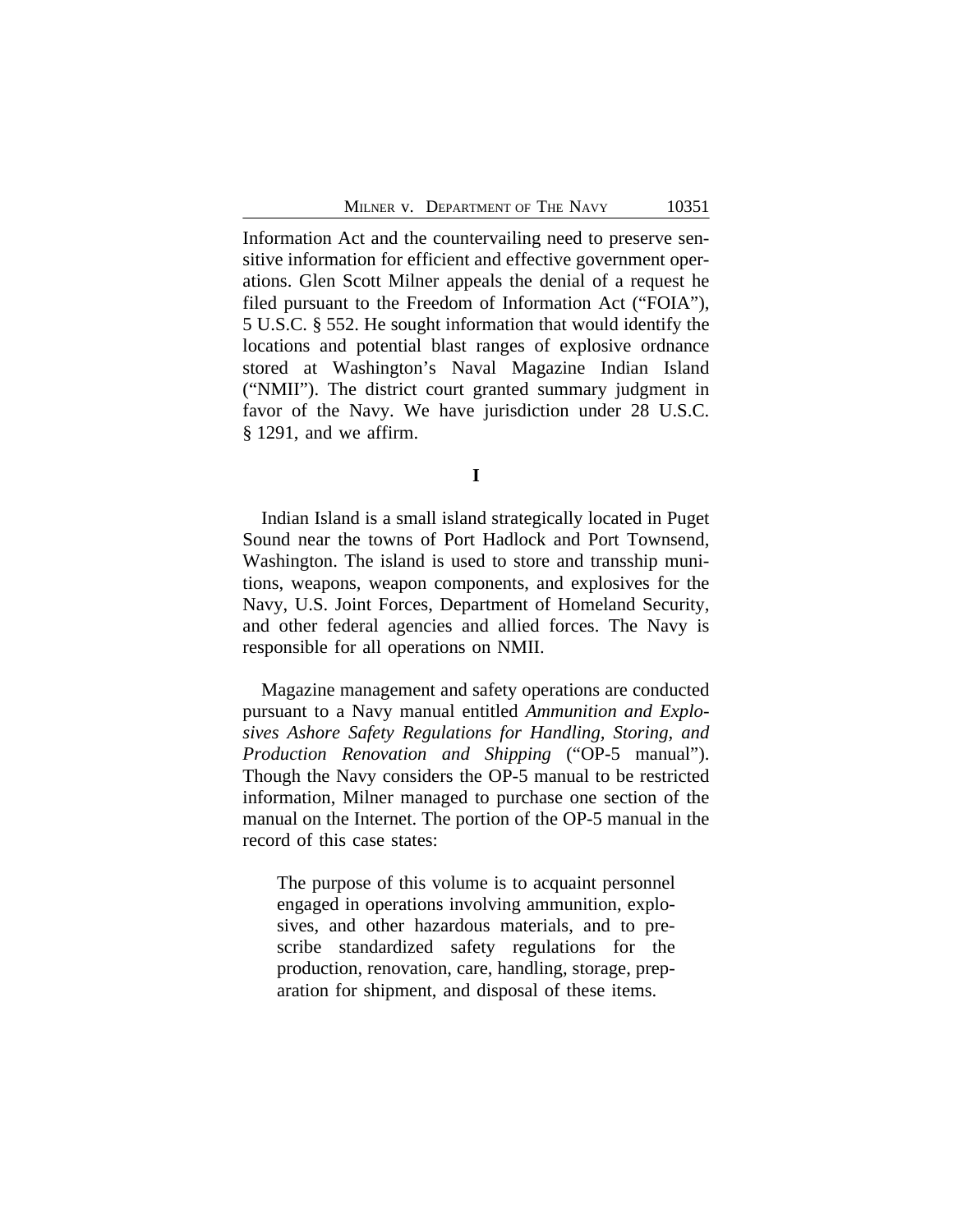Information Act and the countervailing need to preserve sensitive information for efficient and effective government operations. Glen Scott Milner appeals the denial of a request he filed pursuant to the Freedom of Information Act ("FOIA"), 5 U.S.C. § 552. He sought information that would identify the locations and potential blast ranges of explosive ordnance stored at Washington's Naval Magazine Indian Island ("NMII"). The district court granted summary judgment in favor of the Navy. We have jurisdiction under 28 U.S.C. § 1291, and we affirm.

## I

Indian Island is a small island strategically located in Puget Sound near the towns of Port Hadlock and Port Townsend, Washington. The island is used to store and transship munitions, weapons, weapon components, and explosives for the Navy, U.S. Joint Forces, Department of Homeland Security, and other federal agencies and allied forces. The Navy is responsible for all operations on NMII.

Magazine management and safety operations are conducted pursuant to a Navy manual entitled *Ammunition and Explosives Ashore Safety Regulations for Handling, Storing, and Production Renovation and Shipping* ("OP-5 manual"). Though the Navy considers the OP-5 manual to be restricted information, Milner managed to purchase one section of the manual on the Internet. The portion of the OP-5 manual in the record of this case states:

> The purpose of this volume is to acquaint personnel engaged in operations involving ammunition, explosives, and other hazardous materials, and to prescribe standardized safety regulations for the production, renovation, care, handling, storage, preparation for shipment, and disposal of these items.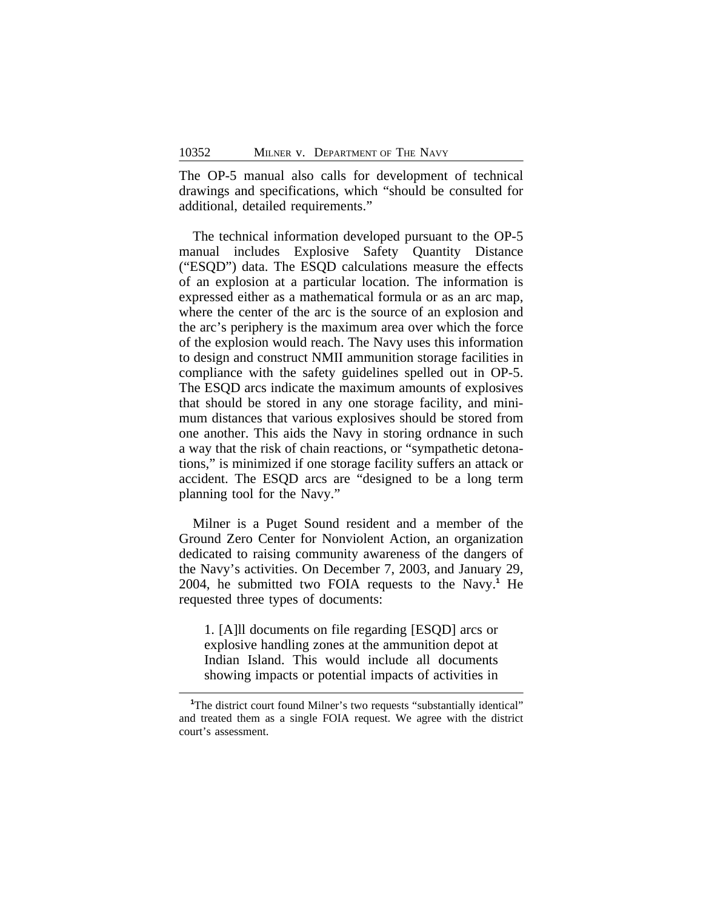The OP-5 manual also calls for development of technical drawings and specifications, which "should be consulted for additional, detailed requirements."

The technical information developed pursuant to the OP-5 manual includes Explosive Safety Quantity Distance ("ESQD") data. The ESQD calculations measure the effects of an explosion at a particular location. The information is expressed either as a mathematical formula or as an arc map, where the center of the arc is the source of an explosion and the arc's periphery is the maximum area over which the force of the explosion would reach. The Navy uses this information to design and construct NMII ammunition storage facilities in compliance with the safety guidelines spelled out in OP-5. The ESQD arcs indicate the maximum amounts of explosives that should be stored in any one storage facility, and minimum distances that various explosives should be stored from one another. This aids the Navy in storing ordnance in such a way that the risk of chain reactions, or "sympathetic detonations," is minimized if one storage facility suffers an attack or accident. The ESQD arcs are "designed to be a long term planning tool for the Navy."

Milner is a Puget Sound resident and a member of the Ground Zero Center for Nonviolent Action, an organization dedicated to raising community awareness of the dangers of the Navy's activities. On December 7, 2003, and January 29, 2004, he submitted two FOIA requests to the Navy.[1] He requested three types of documents:

> 1. [A]ll documents on file regarding [ESQD] arcs or explosive handling zones at the ammunition depot at Indian Island. This would include all documents showing impacts or potential impacts of activities in

[1] The district court found Milner's two requests "substantially identical" and treated them as a single FOIA request. We agree with the district court's assessment.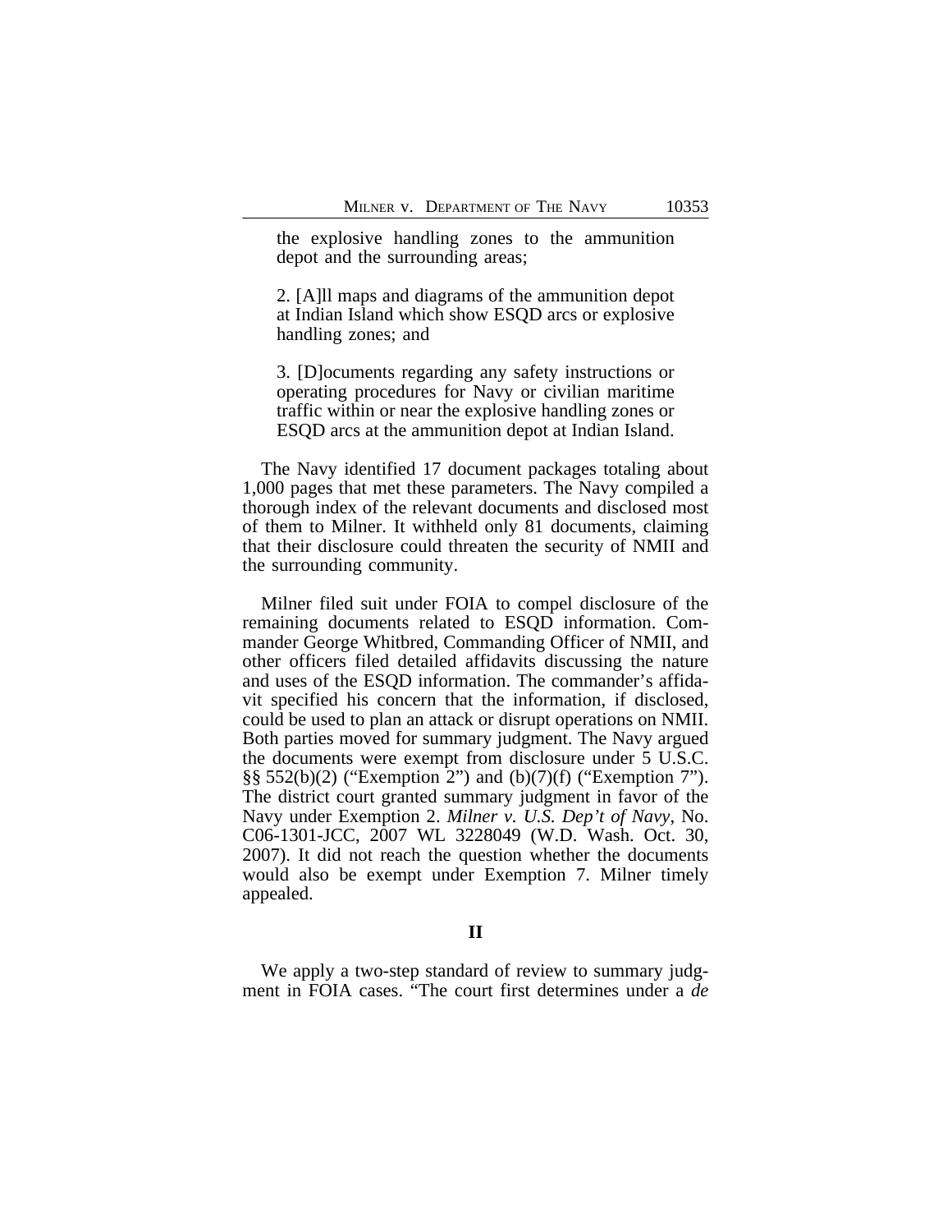the explosive handling zones to the ammunition depot and the surrounding areas;

2. [A]ll maps and diagrams of the ammunition depot at Indian Island which show ESQD arcs or explosive handling zones; and

3. [D]ocuments regarding any safety instructions or operating procedures for Navy or civilian maritime traffic within or near the explosive handling zones or ESQD arcs at the ammunition depot at Indian Island.

The Navy identified 17 document packages totaling about 1,000 pages that met these parameters. The Navy compiled a thorough index of the relevant documents and disclosed most of them to Milner. It withheld only 81 documents, claiming that their disclosure could threaten the security of NMII and the surrounding community.

Milner filed suit under FOIA to compel disclosure of the remaining documents related to ESQD information. Commander George Whitbred, Commanding Officer of NMII, and other officers filed detailed affidavits discussing the nature and uses of the ESQD information. The commander's affidavit specified his concern that the information, if disclosed, could be used to plan an attack or disrupt operations on NMII. Both parties moved for summary judgment. The Navy argued the documents were exempt from disclosure under 5 U.S.C. §§ 552(b)(2) ("Exemption 2") and (b)(7)(f) ("Exemption 7"). The district court granted summary judgment in favor of the Navy under Exemption 2. *Milner v. U.S. Dep't of Navy*, No. C06-1301-JCC, 2007 WL 3228049 (W.D. Wash. Oct. 30, 2007). It did not reach the question whether the documents would also be exempt under Exemption 7. Milner timely appealed.

## II

We apply a two-step standard of review to summary judgment in FOIA cases. "The court first determines under a *de*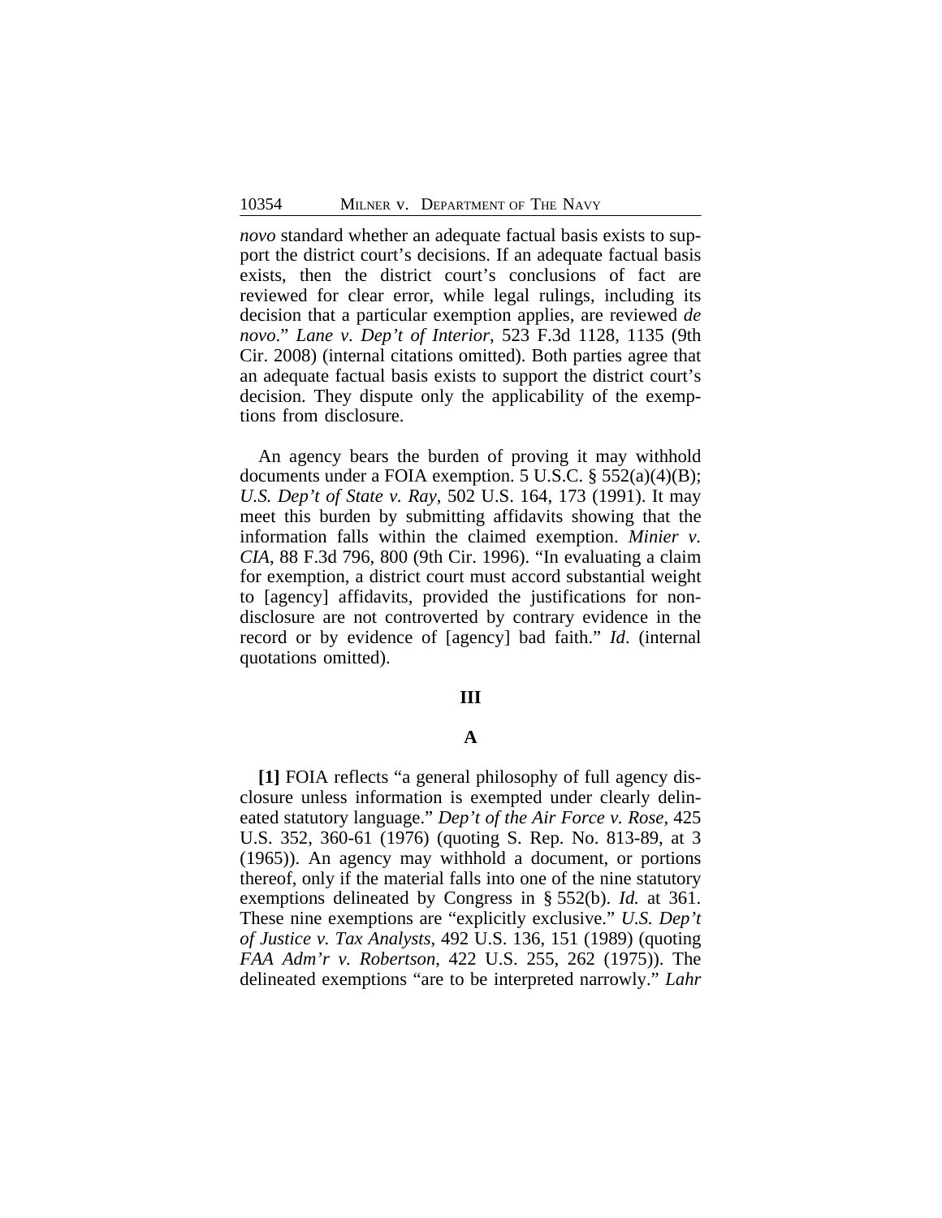*novo* standard whether an adequate factual basis exists to support the district court's decisions. If an adequate factual basis exists, then the district court's conclusions of fact are reviewed for clear error, while legal rulings, including its decision that a particular exemption applies, are reviewed *de novo*." *Lane v. Dep't of Interior*, 523 F.3d 1128, 1135 (9th Cir. 2008) (internal citations omitted). Both parties agree that an adequate factual basis exists to support the district court's decision. They dispute only the applicability of the exemptions from disclosure.

An agency bears the burden of proving it may withhold documents under a FOIA exemption. 5 U.S.C. § 552(a)(4)(B); *U.S. Dep't of State v. Ray*, 502 U.S. 164, 173 (1991). It may meet this burden by submitting affidavits showing that the information falls within the claimed exemption. *Minier v. CIA*, 88 F.3d 796, 800 (9th Cir. 1996). "In evaluating a claim for exemption, a district court must accord substantial weight to [agency] affidavits, provided the justifications for nondisclosure are not controverted by contrary evidence in the record or by evidence of [agency] bad faith." *Id*. (internal quotations omitted).

## III

### A

**[1]** FOIA reflects "a general philosophy of full agency disclosure unless information is exempted under clearly delineated statutory language." *Dep't of the Air Force v. Rose*, 425 U.S. 352, 360-61 (1976) (quoting S. Rep. No. 813-89, at 3 (1965)). An agency may withhold a document, or portions thereof, only if the material falls into one of the nine statutory exemptions delineated by Congress in § 552(b). *Id.* at 361. These nine exemptions are "explicitly exclusive." *U.S. Dep't of Justice v. Tax Analysts*, 492 U.S. 136, 151 (1989) (quoting *FAA Adm'r v. Robertson*, 422 U.S. 255, 262 (1975)). The delineated exemptions "are to be interpreted narrowly." *Lahr*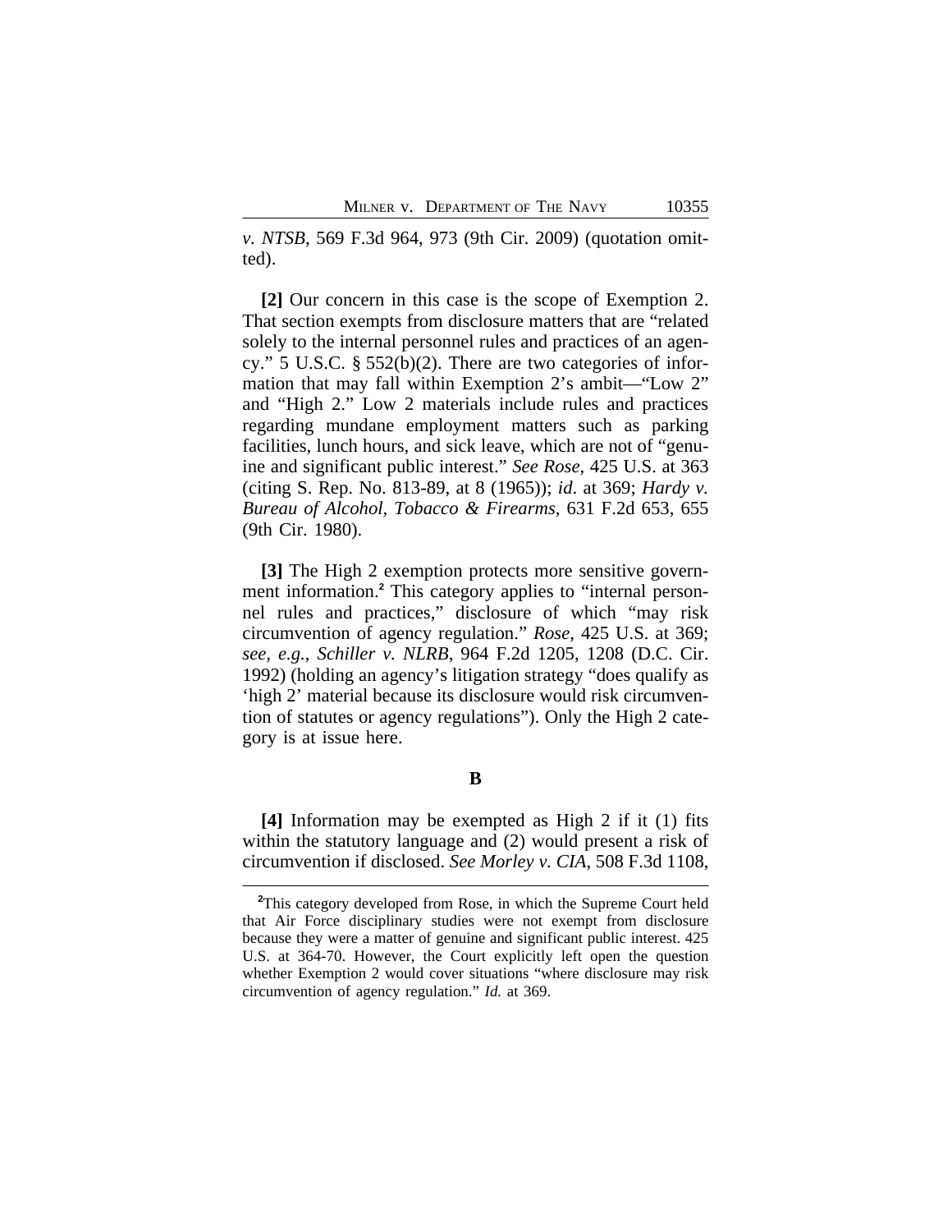*v. NTSB*, 569 F.3d 964, 973 (9th Cir. 2009) (quotation omitted).

**[2]** Our concern in this case is the scope of Exemption 2. That section exempts from disclosure matters that are "related solely to the internal personnel rules and practices of an agency." 5 U.S.C. § 552(b)(2). There are two categories of information that may fall within Exemption 2's ambit—"Low 2" and "High 2." Low 2 materials include rules and practices regarding mundane employment matters such as parking facilities, lunch hours, and sick leave, which are not of "genuine and significant public interest." *See Rose*, 425 U.S. at 363 (citing S. Rep. No. 813-89, at 8 (1965)); *id.* at 369; *Hardy v. Bureau of Alcohol, Tobacco & Firearms*, 631 F.2d 653, 655 (9th Cir. 1980).

**[3]** The High 2 exemption protects more sensitive government information.[2] This category applies to "internal personnel rules and practices," disclosure of which "may risk circumvention of agency regulation." *Rose*, 425 U.S. at 369; *see, e.g.*, *Schiller v. NLRB*, 964 F.2d 1205, 1208 (D.C. Cir. 1992) (holding an agency's litigation strategy "does qualify as 'high 2' material because its disclosure would risk circumvention of statutes or agency regulations"). Only the High 2 category is at issue here.

## B

**[4]** Information may be exempted as High 2 if it (1) fits within the statutory language and (2) would present a risk of circumvention if disclosed. *See Morley v. CIA*, 508 F.3d 1108,

[2]This category developed from Rose, in which the Supreme Court held that Air Force disciplinary studies were not exempt from disclosure because they were a matter of genuine and significant public interest. 425 U.S. at 364-70. However, the Court explicitly left open the question whether Exemption 2 would cover situations "where disclosure may risk circumvention of agency regulation." *Id.* at 369.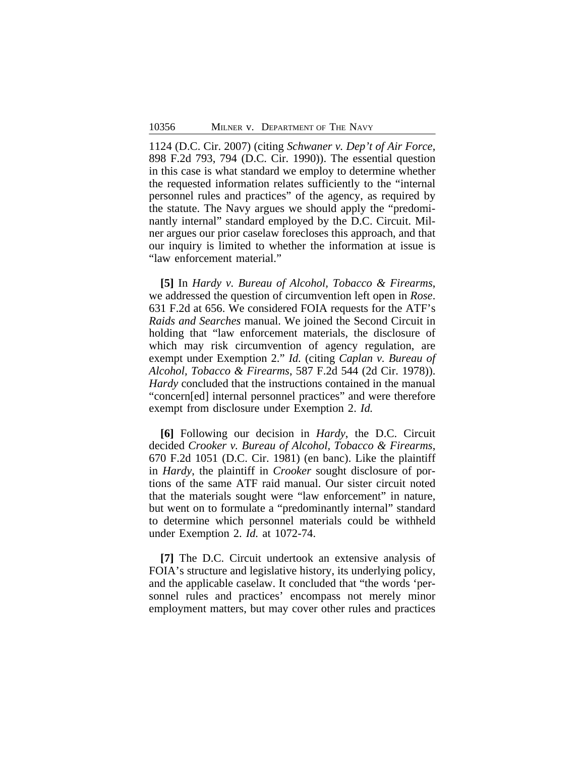1124 (D.C. Cir. 2007) (citing *Schwaner v. Dep't of Air Force*, 898 F.2d 793, 794 (D.C. Cir. 1990)). The essential question in this case is what standard we employ to determine whether the requested information relates sufficiently to the "internal personnel rules and practices" of the agency, as required by the statute. The Navy argues we should apply the "predominantly internal" standard employed by the D.C. Circuit. Milner argues our prior caselaw forecloses this approach, and that our inquiry is limited to whether the information at issue is "law enforcement material."

**[5]** In *Hardy v. Bureau of Alcohol, Tobacco & Firearms*, we addressed the question of circumvention left open in *Rose*. 631 F.2d at 656. We considered FOIA requests for the ATF's *Raids and Searches* manual. We joined the Second Circuit in holding that "law enforcement materials, the disclosure of which may risk circumvention of agency regulation, are exempt under Exemption 2." *Id.* (citing *Caplan v. Bureau of Alcohol, Tobacco & Firearms*, 587 F.2d 544 (2d Cir. 1978)). *Hardy* concluded that the instructions contained in the manual "concern[ed] internal personnel practices" and were therefore exempt from disclosure under Exemption 2. *Id.*

**[6]** Following our decision in *Hardy*, the D.C. Circuit decided *Crooker v. Bureau of Alcohol, Tobacco & Firearms*, 670 F.2d 1051 (D.C. Cir. 1981) (en banc). Like the plaintiff in *Hardy*, the plaintiff in *Crooker* sought disclosure of portions of the same ATF raid manual. Our sister circuit noted that the materials sought were "law enforcement" in nature, but went on to formulate a "predominantly internal" standard to determine which personnel materials could be withheld under Exemption 2. *Id.* at 1072-74.

**[7]** The D.C. Circuit undertook an extensive analysis of FOIA's structure and legislative history, its underlying policy, and the applicable caselaw. It concluded that "the words 'personnel rules and practices' encompass not merely minor employment matters, but may cover other rules and practices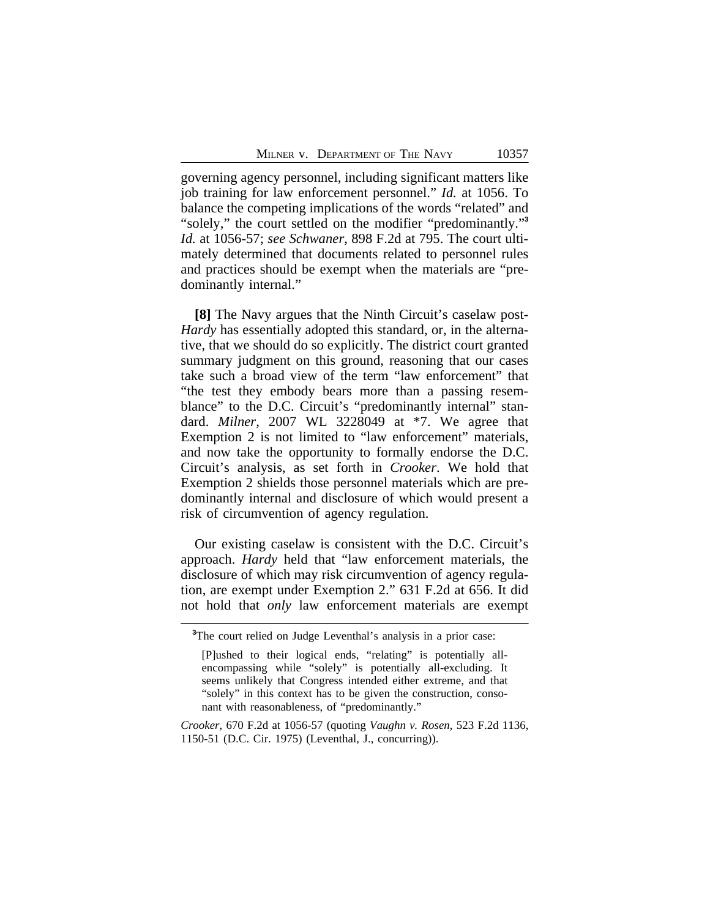governing agency personnel, including significant matters like job training for law enforcement personnel." *Id.* at 1056. To balance the competing implications of the words "related" and "solely," the court settled on the modifier "predominantly."[3] *Id.* at 1056-57; *see Schwaner*, 898 F.2d at 795. The court ultimately determined that documents related to personnel rules and practices should be exempt when the materials are "predominantly internal."

**[8]** The Navy argues that the Ninth Circuit's caselaw post-*Hardy* has essentially adopted this standard, or, in the alternative, that we should do so explicitly. The district court granted summary judgment on this ground, reasoning that our cases take such a broad view of the term "law enforcement" that "the test they embody bears more than a passing resemblance" to the D.C. Circuit's "predominantly internal" standard. *Milner*, 2007 WL 3228049 at *7. We agree that Exemption 2 is not limited to "law enforcement" materials, and now take the opportunity to formally endorse the D.C. Circuit's analysis, as set forth in *Crooker*. We hold that Exemption 2 shields those personnel materials which are predominantly internal and disclosure of which would present a risk of circumvention of agency regulation.

Our existing caselaw is consistent with the D.C. Circuit's approach. *Hardy* held that "law enforcement materials, the disclosure of which may risk circumvention of agency regulation, are exempt under Exemption 2." 631 F.2d at 656. It did not hold that *only* law enforcement materials are exempt

---

[3]The court relied on Judge Leventhal's analysis in a prior case:

> [P]ushed to their logical ends, "relating" is potentially all-encompassing while "solely" is potentially all-excluding. It seems unlikely that Congress intended either extreme, and that "solely" in this context has to be given the construction, consonant with reasonableness, of "predominantly."

*Crooker*, 670 F.2d at 1056-57 (quoting *Vaughn v. Rosen*, 523 F.2d 1136, 1150-51 (D.C. Cir. 1975) (Leventhal, J., concurring)).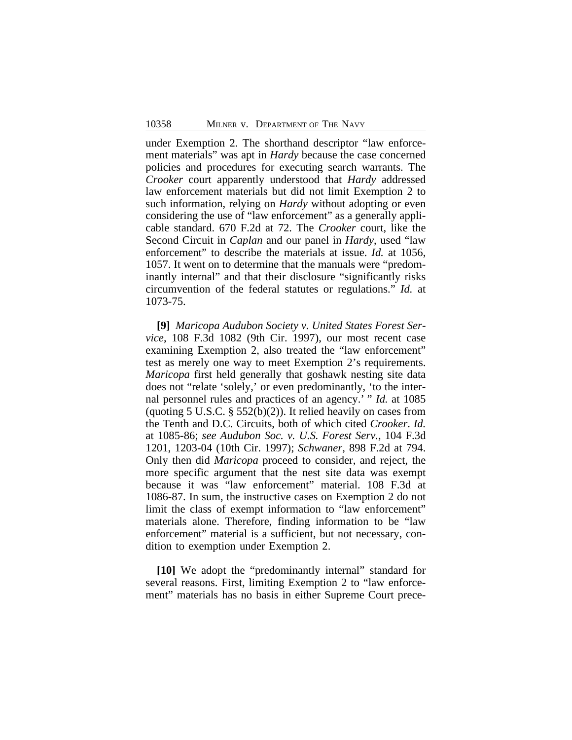under Exemption 2. The shorthand descriptor "law enforcement materials" was apt in *Hardy* because the case concerned policies and procedures for executing search warrants. The *Crooker* court apparently understood that *Hardy* addressed law enforcement materials but did not limit Exemption 2 to such information, relying on *Hardy* without adopting or even considering the use of "law enforcement" as a generally applicable standard. 670 F.2d at 72. The *Crooker* court, like the Second Circuit in *Caplan* and our panel in *Hardy*, used "law enforcement" to describe the materials at issue. *Id.* at 1056, 1057. It went on to determine that the manuals were "predominantly internal" and that their disclosure "significantly risks circumvention of the federal statutes or regulations." *Id.* at 1073-75.

**[9]** *Maricopa Audubon Society v. United States Forest Service*, 108 F.3d 1082 (9th Cir. 1997), our most recent case examining Exemption 2, also treated the "law enforcement" test as merely one way to meet Exemption 2's requirements. *Maricopa* first held generally that goshawk nesting site data does not "relate 'solely,' or even predominantly, 'to the internal personnel rules and practices of an agency.' " *Id.* at 1085 (quoting 5 U.S.C. § 552(b)(2)). It relied heavily on cases from the Tenth and D.C. Circuits, both of which cited *Crooker*. *Id.* at 1085-86; *see Audubon Soc. v. U.S. Forest Serv.*, 104 F.3d 1201, 1203-04 (10th Cir. 1997); *Schwaner*, 898 F.2d at 794. Only then did *Maricopa* proceed to consider, and reject, the more specific argument that the nest site data was exempt because it was "law enforcement" material. 108 F.3d at 1086-87. In sum, the instructive cases on Exemption 2 do not limit the class of exempt information to "law enforcement" materials alone. Therefore, finding information to be "law enforcement" material is a sufficient, but not necessary, condition to exemption under Exemption 2.

**[10]** We adopt the "predominantly internal" standard for several reasons. First, limiting Exemption 2 to "law enforcement" materials has no basis in either Supreme Court prece-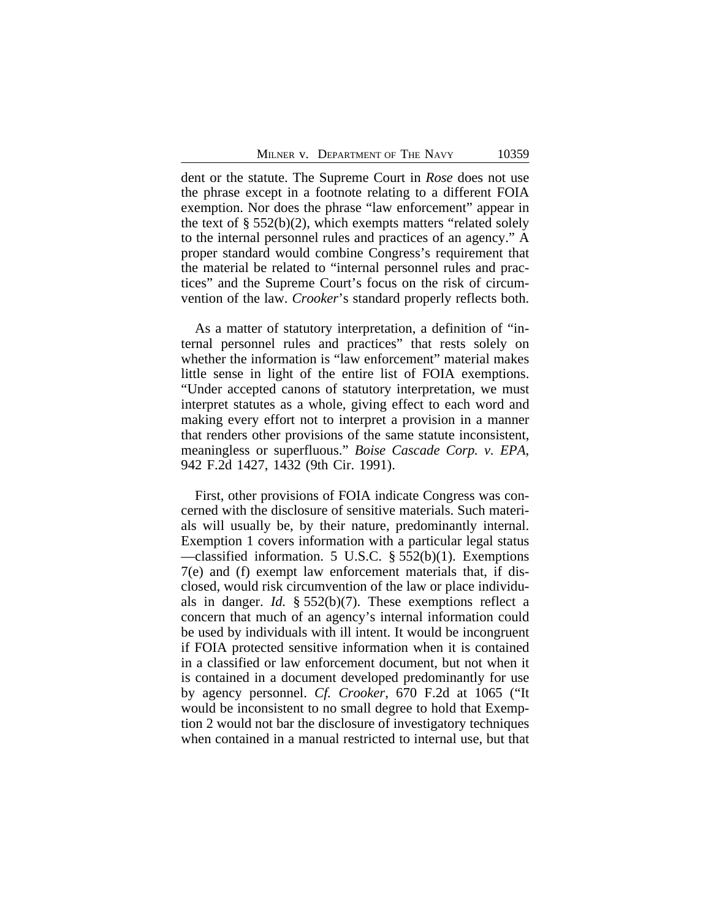dent or the statute. The Supreme Court in *Rose* does not use the phrase except in a footnote relating to a different FOIA exemption. Nor does the phrase "law enforcement" appear in the text of § 552(b)(2), which exempts matters "related solely to the internal personnel rules and practices of an agency." A proper standard would combine Congress's requirement that the material be related to "internal personnel rules and practices" and the Supreme Court's focus on the risk of circumvention of the law. *Crooker*'s standard properly reflects both.

As a matter of statutory interpretation, a definition of "internal personnel rules and practices" that rests solely on whether the information is "law enforcement" material makes little sense in light of the entire list of FOIA exemptions. "Under accepted canons of statutory interpretation, we must interpret statutes as a whole, giving effect to each word and making every effort not to interpret a provision in a manner that renders other provisions of the same statute inconsistent, meaningless or superfluous." *Boise Cascade Corp. v. EPA*, 942 F.2d 1427, 1432 (9th Cir. 1991).

First, other provisions of FOIA indicate Congress was concerned with the disclosure of sensitive materials. Such materials will usually be, by their nature, predominantly internal. Exemption 1 covers information with a particular legal status —classified information. 5 U.S.C. § 552(b)(1). Exemptions 7(e) and (f) exempt law enforcement materials that, if disclosed, would risk circumvention of the law or place individuals in danger. *Id.* § 552(b)(7). These exemptions reflect a concern that much of an agency's internal information could be used by individuals with ill intent. It would be incongruent if FOIA protected sensitive information when it is contained in a classified or law enforcement document, but not when it is contained in a document developed predominantly for use by agency personnel. *Cf. Crooker*, 670 F.2d at 1065 ("It would be inconsistent to no small degree to hold that Exemption 2 would not bar the disclosure of investigatory techniques when contained in a manual restricted to internal use, but that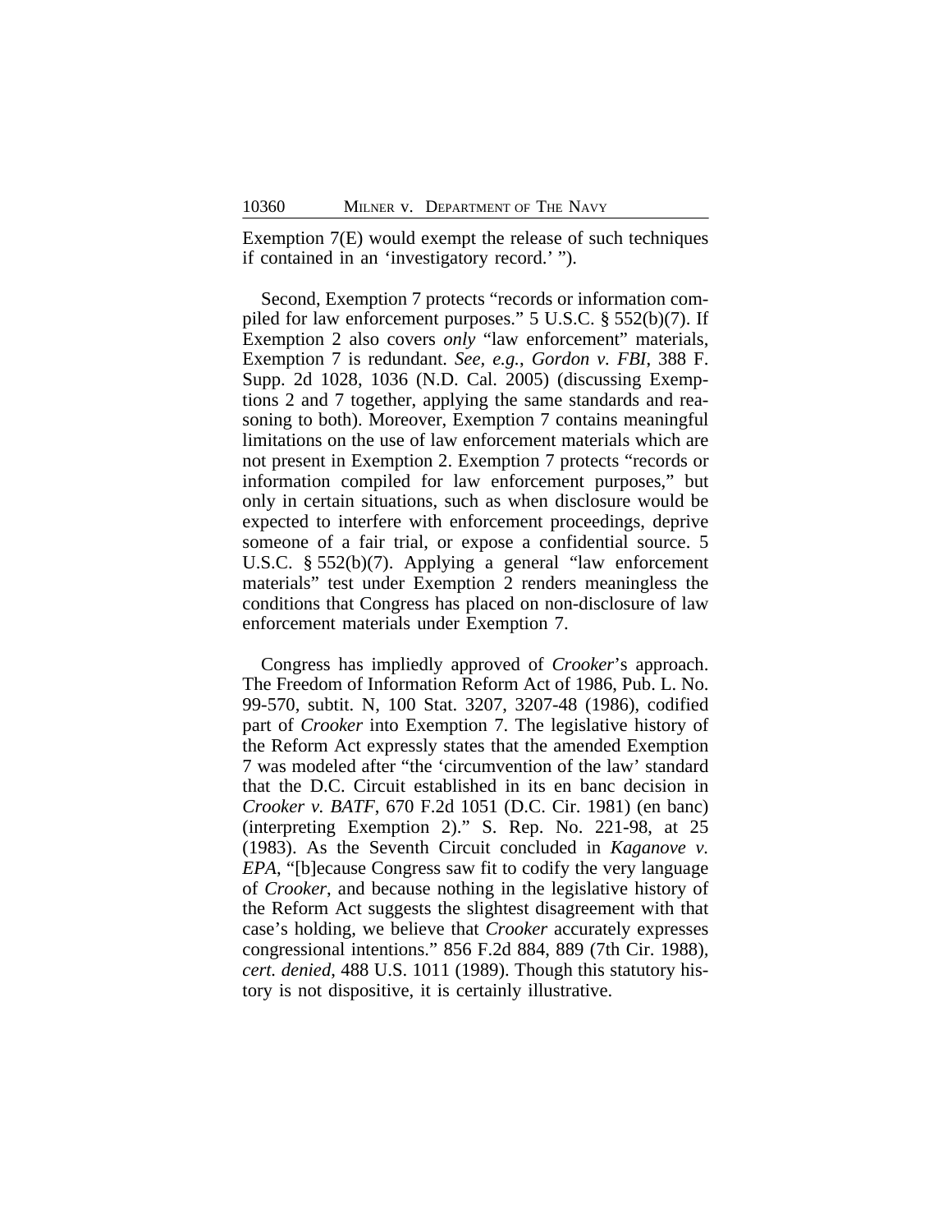Exemption 7(E) would exempt the release of such techniques if contained in an 'investigatory record.' ").

Second, Exemption 7 protects "records or information compiled for law enforcement purposes." 5 U.S.C. § 552(b)(7). If Exemption 2 also covers *only* "law enforcement" materials, Exemption 7 is redundant. *See, e.g.*, *Gordon v. FBI*, 388 F. Supp. 2d 1028, 1036 (N.D. Cal. 2005) (discussing Exemptions 2 and 7 together, applying the same standards and reasoning to both). Moreover, Exemption 7 contains meaningful limitations on the use of law enforcement materials which are not present in Exemption 2. Exemption 7 protects "records or information compiled for law enforcement purposes," but only in certain situations, such as when disclosure would be expected to interfere with enforcement proceedings, deprive someone of a fair trial, or expose a confidential source. 5 U.S.C. § 552(b)(7). Applying a general "law enforcement materials" test under Exemption 2 renders meaningless the conditions that Congress has placed on non-disclosure of law enforcement materials under Exemption 7.

Congress has impliedly approved of *Crooker*'s approach. The Freedom of Information Reform Act of 1986, Pub. L. No. 99-570, subtit. N, 100 Stat. 3207, 3207-48 (1986), codified part of *Crooker* into Exemption 7. The legislative history of the Reform Act expressly states that the amended Exemption 7 was modeled after "the 'circumvention of the law' standard that the D.C. Circuit established in its en banc decision in *Crooker v. BATF*, 670 F.2d 1051 (D.C. Cir. 1981) (en banc) (interpreting Exemption 2)." S. Rep. No. 221-98, at 25 (1983). As the Seventh Circuit concluded in *Kaganove v. EPA*, "[b]ecause Congress saw fit to codify the very language of *Crooker*, and because nothing in the legislative history of the Reform Act suggests the slightest disagreement with that case's holding, we believe that *Crooker* accurately expresses congressional intentions." 856 F.2d 884, 889 (7th Cir. 1988), *cert. denied*, 488 U.S. 1011 (1989). Though this statutory history is not dispositive, it is certainly illustrative.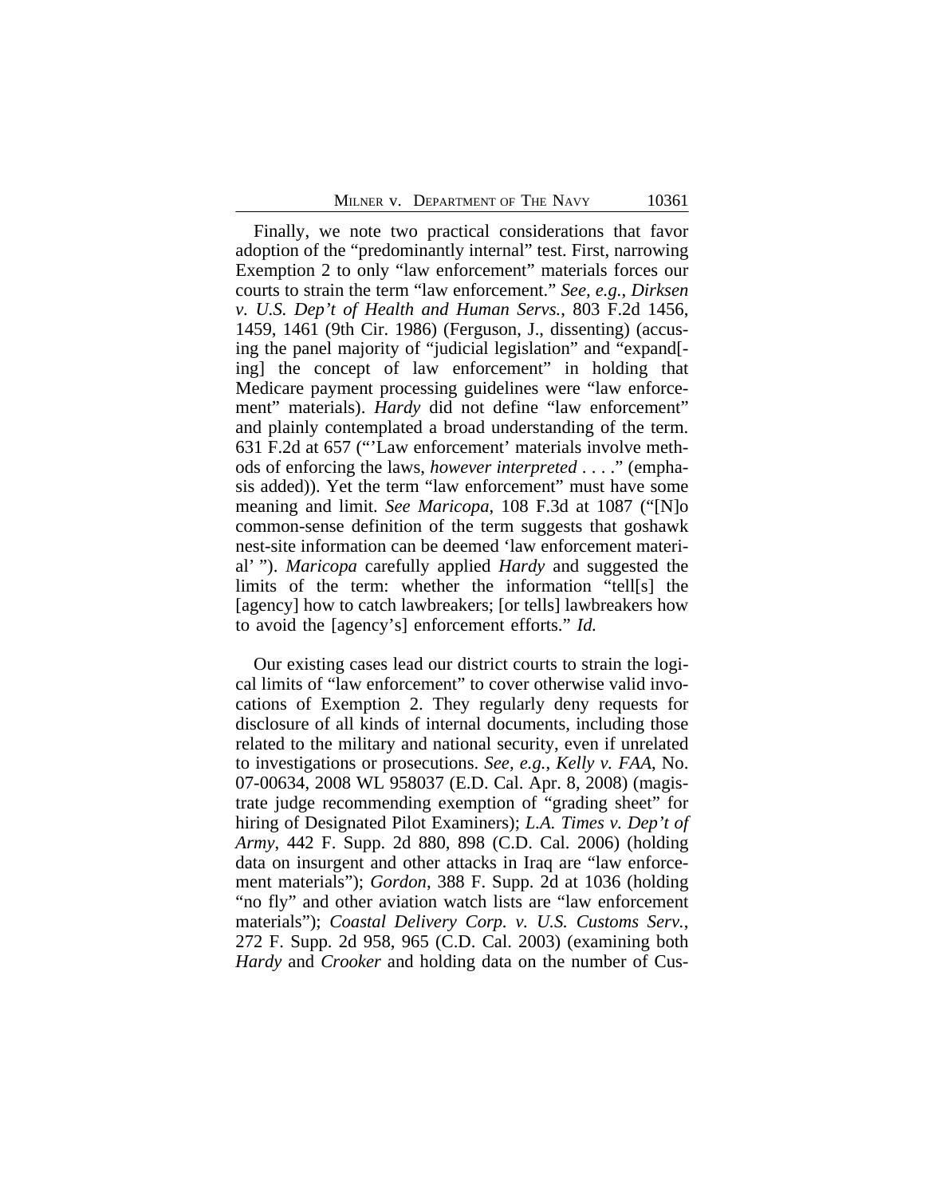Finally, we note two practical considerations that favor adoption of the "predominantly internal" test. First, narrowing Exemption 2 to only "law enforcement" materials forces our courts to strain the term "law enforcement." *See, e.g.*, *Dirksen v. U.S. Dep't of Health and Human Servs.*, 803 F.2d 1456, 1459, 1461 (9th Cir. 1986) (Ferguson, J., dissenting) (accusing the panel majority of "judicial legislation" and "expand[-ing] the concept of law enforcement" in holding that Medicare payment processing guidelines were "law enforcement" materials). *Hardy* did not define "law enforcement" and plainly contemplated a broad understanding of the term. 631 F.2d at 657 ("'Law enforcement' materials involve methods of enforcing the laws, *however interpreted* . . . ." (emphasis added)). Yet the term "law enforcement" must have some meaning and limit. *See Maricopa*, 108 F.3d at 1087 ("[N]o common-sense definition of the term suggests that goshawk nest-site information can be deemed 'law enforcement material' "). *Maricopa* carefully applied *Hardy* and suggested the limits of the term: whether the information "tell[s] the [agency] how to catch lawbreakers; [or tells] lawbreakers how to avoid the [agency's] enforcement efforts." *Id.*

Our existing cases lead our district courts to strain the logical limits of "law enforcement" to cover otherwise valid invocations of Exemption 2. They regularly deny requests for disclosure of all kinds of internal documents, including those related to the military and national security, even if unrelated to investigations or prosecutions. *See, e.g.*, *Kelly v. FAA*, No. 07-00634, 2008 WL 958037 (E.D. Cal. Apr. 8, 2008) (magistrate judge recommending exemption of "grading sheet" for hiring of Designated Pilot Examiners); *L.A. Times v. Dep't of Army*, 442 F. Supp. 2d 880, 898 (C.D. Cal. 2006) (holding data on insurgent and other attacks in Iraq are "law enforcement materials"); *Gordon*, 388 F. Supp. 2d at 1036 (holding "no fly" and other aviation watch lists are "law enforcement materials"); *Coastal Delivery Corp. v. U.S. Customs Serv.*, 272 F. Supp. 2d 958, 965 (C.D. Cal. 2003) (examining both *Hardy* and *Crooker* and holding data on the number of Cus-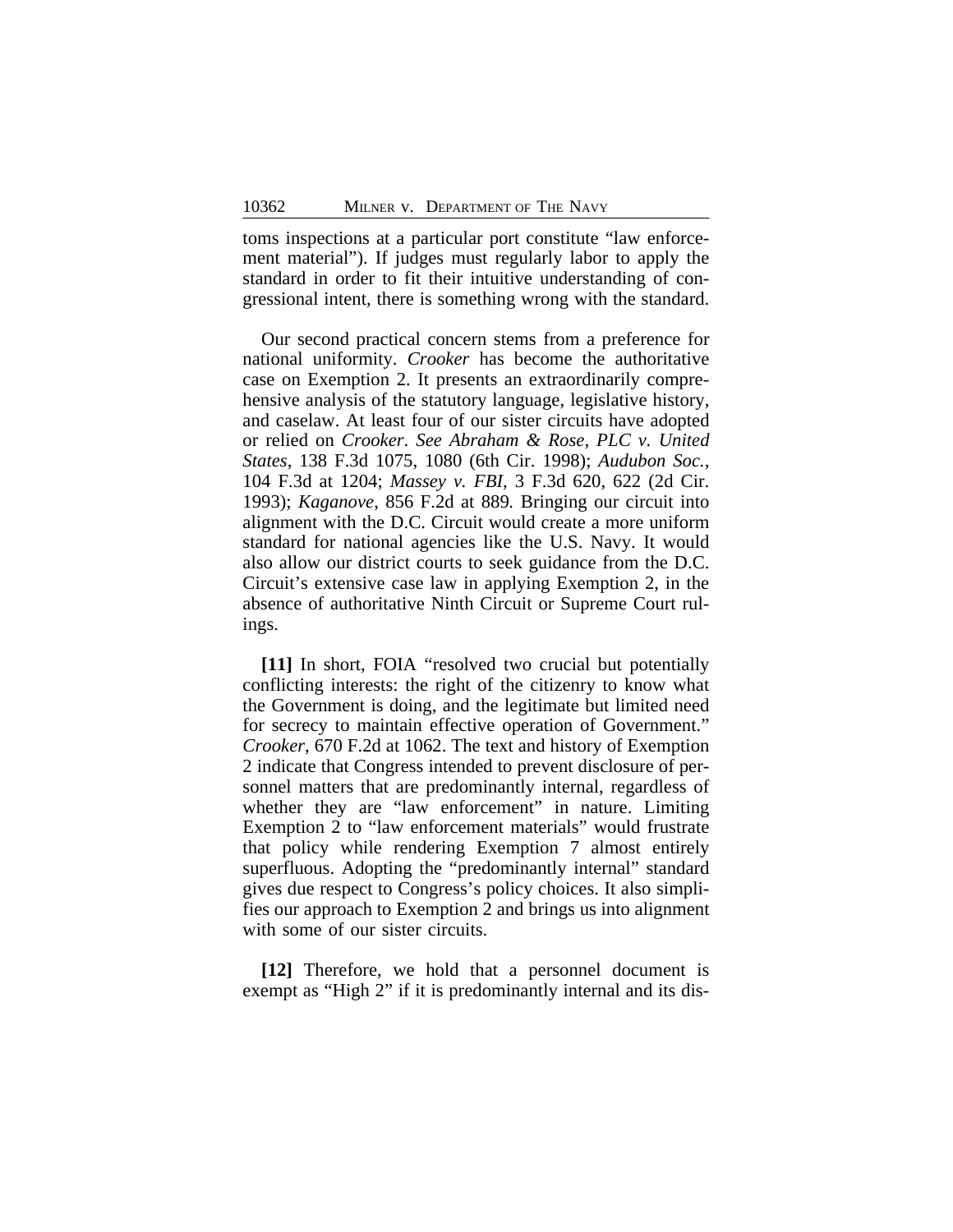toms inspections at a particular port constitute "law enforcement material"). If judges must regularly labor to apply the standard in order to fit their intuitive understanding of congressional intent, there is something wrong with the standard.

Our second practical concern stems from a preference for national uniformity. *Crooker* has become the authoritative case on Exemption 2. It presents an extraordinarily comprehensive analysis of the statutory language, legislative history, and caselaw. At least four of our sister circuits have adopted or relied on *Crooker*. *See Abraham & Rose, PLC v. United States*, 138 F.3d 1075, 1080 (6th Cir. 1998); *Audubon Soc.*, 104 F.3d at 1204; *Massey v. FBI*, 3 F.3d 620, 622 (2d Cir. 1993); *Kaganove*, 856 F.2d at 889. Bringing our circuit into alignment with the D.C. Circuit would create a more uniform standard for national agencies like the U.S. Navy. It would also allow our district courts to seek guidance from the D.C. Circuit's extensive case law in applying Exemption 2, in the absence of authoritative Ninth Circuit or Supreme Court rulings.

**[11]** In short, FOIA "resolved two crucial but potentially conflicting interests: the right of the citizenry to know what the Government is doing, and the legitimate but limited need for secrecy to maintain effective operation of Government." *Crooker*, 670 F.2d at 1062. The text and history of Exemption 2 indicate that Congress intended to prevent disclosure of personnel matters that are predominantly internal, regardless of whether they are "law enforcement" in nature. Limiting Exemption 2 to "law enforcement materials" would frustrate that policy while rendering Exemption 7 almost entirely superfluous. Adopting the "predominantly internal" standard gives due respect to Congress's policy choices. It also simplifies our approach to Exemption 2 and brings us into alignment with some of our sister circuits.

**[12]** Therefore, we hold that a personnel document is exempt as "High 2" if it is predominantly internal and its dis-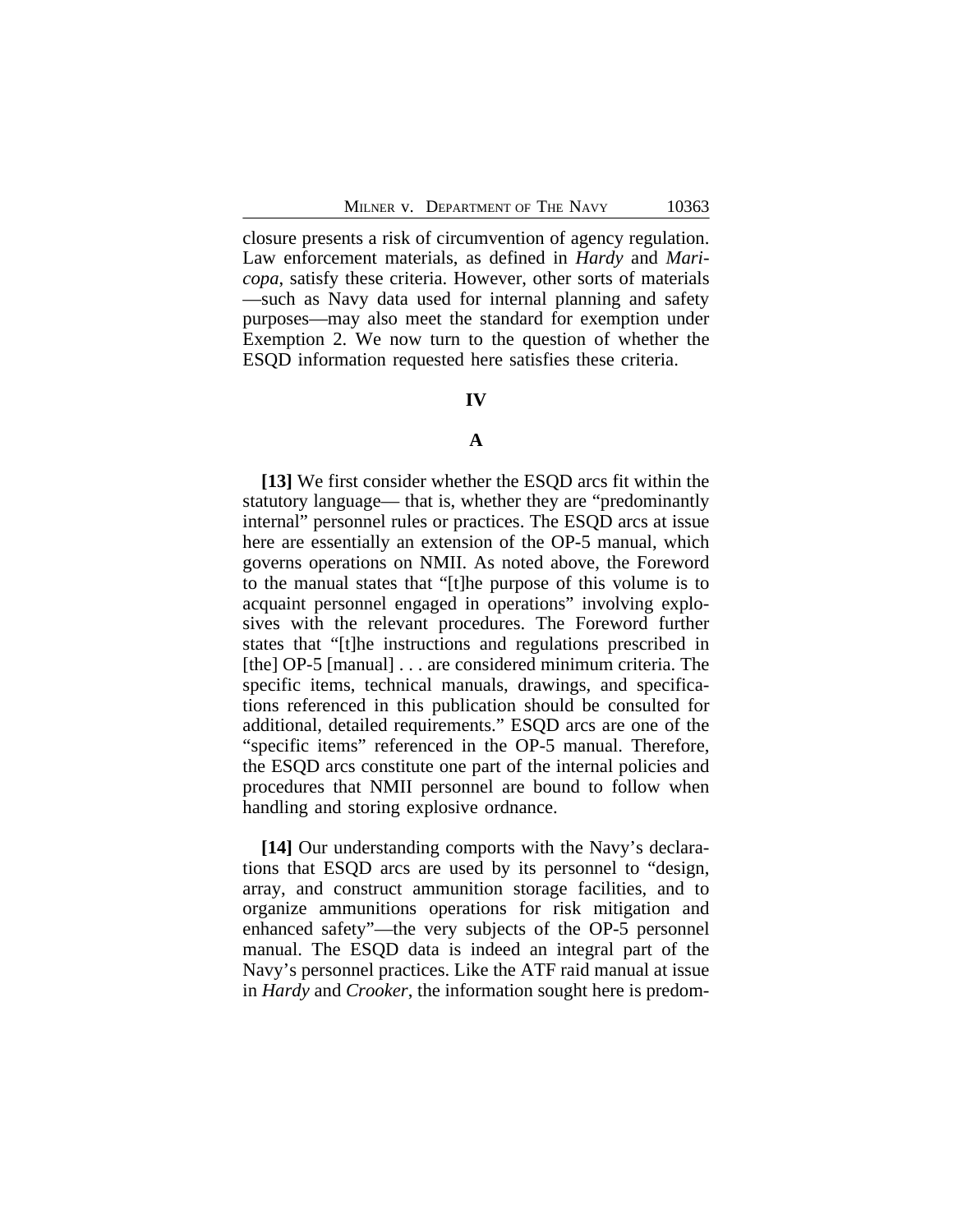closure presents a risk of circumvention of agency regulation. Law enforcement materials, as defined in *Hardy* and *Maricopa*, satisfy these criteria. However, other sorts of materials —such as Navy data used for internal planning and safety purposes—may also meet the standard for exemption under Exemption 2. We now turn to the question of whether the ESQD information requested here satisfies these criteria.

## IV

### A

**[13]** We first consider whether the ESQD arcs fit within the statutory language— that is, whether they are "predominantly internal" personnel rules or practices. The ESQD arcs at issue here are essentially an extension of the OP-5 manual, which governs operations on NMII. As noted above, the Foreword to the manual states that "[t]he purpose of this volume is to acquaint personnel engaged in operations" involving explosives with the relevant procedures. The Foreword further states that "[t]he instructions and regulations prescribed in [the] OP-5 [manual] . . . are considered minimum criteria. The specific items, technical manuals, drawings, and specifications referenced in this publication should be consulted for additional, detailed requirements." ESQD arcs are one of the "specific items" referenced in the OP-5 manual. Therefore, the ESQD arcs constitute one part of the internal policies and procedures that NMII personnel are bound to follow when handling and storing explosive ordnance.

**[14]** Our understanding comports with the Navy's declarations that ESQD arcs are used by its personnel to "design, array, and construct ammunition storage facilities, and to organize ammunitions operations for risk mitigation and enhanced safety"—the very subjects of the OP-5 personnel manual. The ESQD data is indeed an integral part of the Navy's personnel practices. Like the ATF raid manual at issue in *Hardy* and *Crooker*, the information sought here is predom-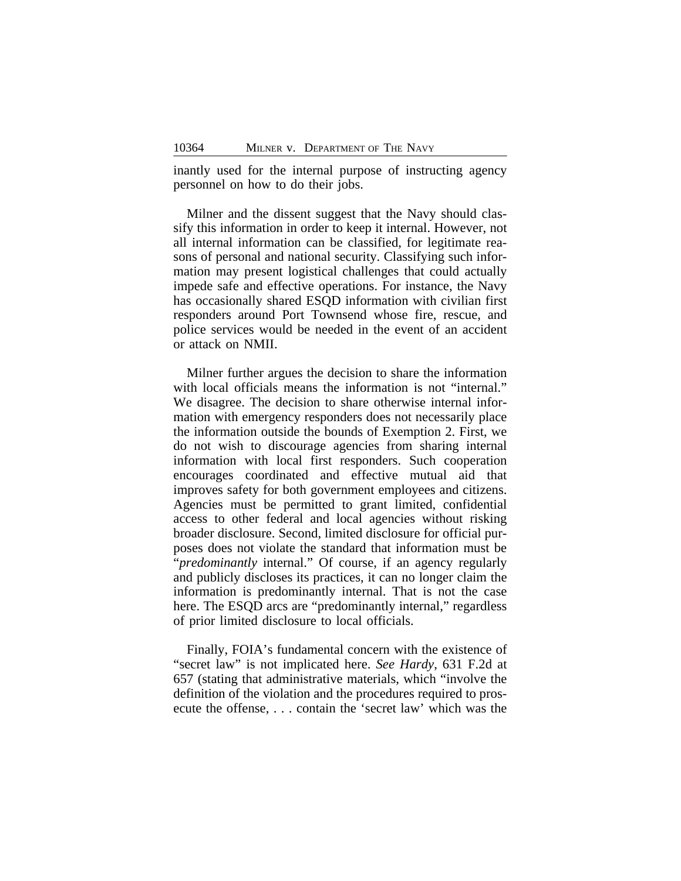inantly used for the internal purpose of instructing agency personnel on how to do their jobs.

Milner and the dissent suggest that the Navy should classify this information in order to keep it internal. However, not all internal information can be classified, for legitimate reasons of personal and national security. Classifying such information may present logistical challenges that could actually impede safe and effective operations. For instance, the Navy has occasionally shared ESQD information with civilian first responders around Port Townsend whose fire, rescue, and police services would be needed in the event of an accident or attack on NMII.

Milner further argues the decision to share the information with local officials means the information is not "internal." We disagree. The decision to share otherwise internal information with emergency responders does not necessarily place the information outside the bounds of Exemption 2. First, we do not wish to discourage agencies from sharing internal information with local first responders. Such cooperation encourages coordinated and effective mutual aid that improves safety for both government employees and citizens. Agencies must be permitted to grant limited, confidential access to other federal and local agencies without risking broader disclosure. Second, limited disclosure for official purposes does not violate the standard that information must be "*predominantly* internal." Of course, if an agency regularly and publicly discloses its practices, it can no longer claim the information is predominantly internal. That is not the case here. The ESQD arcs are "predominantly internal," regardless of prior limited disclosure to local officials.

Finally, FOIA's fundamental concern with the existence of "secret law" is not implicated here. *See Hardy*, 631 F.2d at 657 (stating that administrative materials, which "involve the definition of the violation and the procedures required to prosecute the offense, . . . contain the 'secret law' which was the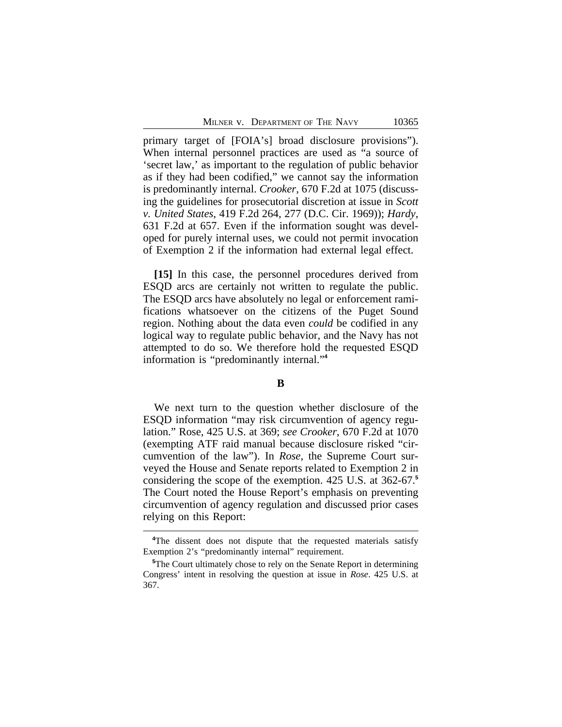primary target of [FOIA's] broad disclosure provisions"). When internal personnel practices are used as "a source of 'secret law,' as important to the regulation of public behavior as if they had been codified," we cannot say the information is predominantly internal. *Crooker*, 670 F.2d at 1075 (discussing the guidelines for prosecutorial discretion at issue in *Scott v. United States*, 419 F.2d 264, 277 (D.C. Cir. 1969)); *Hardy*, 631 F.2d at 657. Even if the information sought was developed for purely internal uses, we could not permit invocation of Exemption 2 if the information had external legal effect.

**[15]** In this case, the personnel procedures derived from ESQD arcs are certainly not written to regulate the public. The ESQD arcs have absolutely no legal or enforcement ramifications whatsoever on the citizens of the Puget Sound region. Nothing about the data even *could* be codified in any logical way to regulate public behavior, and the Navy has not attempted to do so. We therefore hold the requested ESQD information is "predominantly internal."[4]

### B

We next turn to the question whether disclosure of the ESQD information "may risk circumvention of agency regulation." Rose, 425 U.S. at 369; *see Crooker*, 670 F.2d at 1070 (exempting ATF raid manual because disclosure risked "circumvention of the law"). In *Rose*, the Supreme Court surveyed the House and Senate reports related to Exemption 2 in considering the scope of the exemption. 425 U.S. at 362-67.[5] The Court noted the House Report's emphasis on preventing circumvention of agency regulation and discussed prior cases relying on this Report:

---

[4]The dissent does not dispute that the requested materials satisfy Exemption 2's "predominantly internal" requirement.

[5]The Court ultimately chose to rely on the Senate Report in determining Congress' intent in resolving the question at issue in *Rose*. 425 U.S. at 367.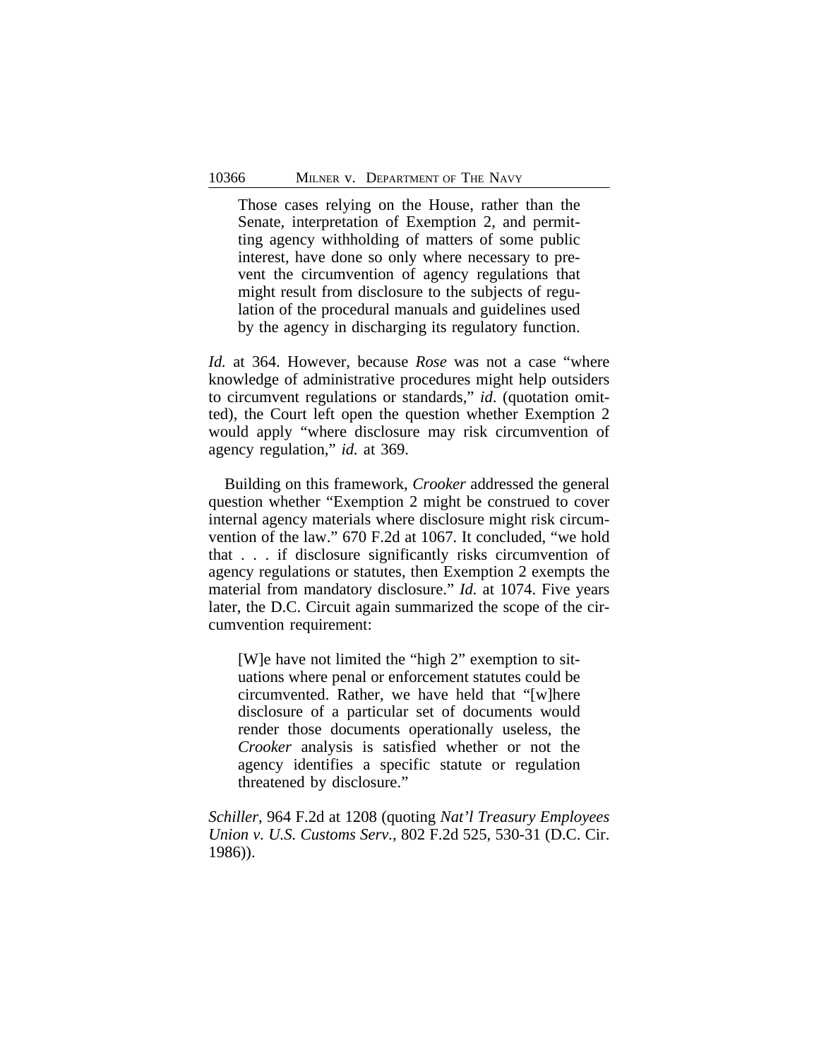> Those cases relying on the House, rather than the Senate, interpretation of Exemption 2, and permitting agency withholding of matters of some public interest, have done so only where necessary to prevent the circumvention of agency regulations that might result from disclosure to the subjects of regulation of the procedural manuals and guidelines used by the agency in discharging its regulatory function.

*Id.* at 364. However, because *Rose* was not a case "where knowledge of administrative procedures might help outsiders to circumvent regulations or standards," *id*. (quotation omitted), the Court left open the question whether Exemption 2 would apply "where disclosure may risk circumvention of agency regulation," *id.* at 369.

Building on this framework, *Crooker* addressed the general question whether "Exemption 2 might be construed to cover internal agency materials where disclosure might risk circumvention of the law." 670 F.2d at 1067. It concluded, "we hold that . . . if disclosure significantly risks circumvention of agency regulations or statutes, then Exemption 2 exempts the material from mandatory disclosure." *Id.* at 1074. Five years later, the D.C. Circuit again summarized the scope of the circumvention requirement:

> [W]e have not limited the "high 2" exemption to situations where penal or enforcement statutes could be circumvented. Rather, we have held that "[w]here disclosure of a particular set of documents would render those documents operationally useless, the *Crooker* analysis is satisfied whether or not the agency identifies a specific statute or regulation threatened by disclosure."

*Schiller*, 964 F.2d at 1208 (quoting *Nat'l Treasury Employees Union v. U.S. Customs Serv.*, 802 F.2d 525, 530-31 (D.C. Cir. 1986)).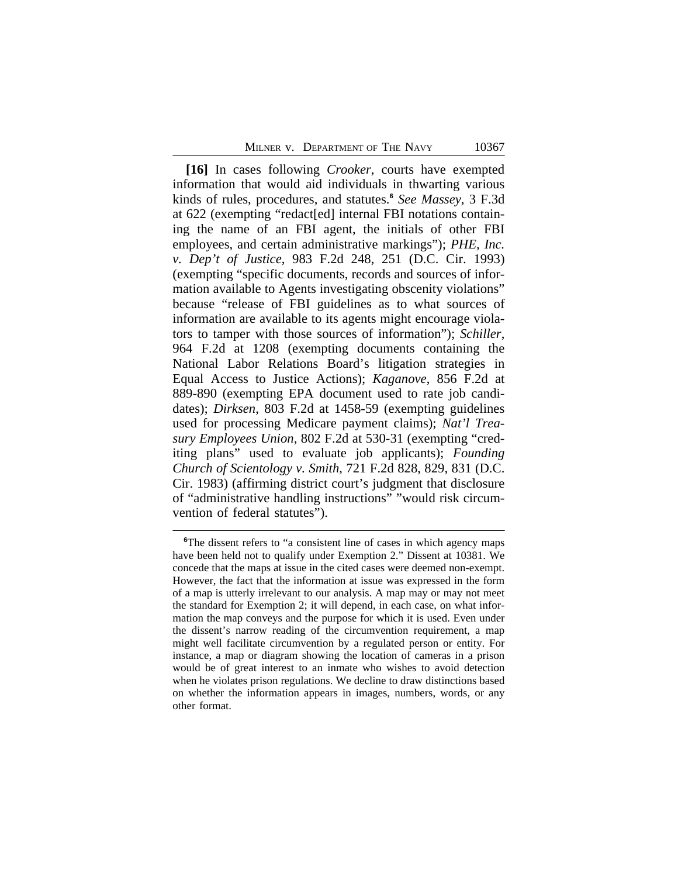**[16]** In cases following *Crooker*, courts have exempted information that would aid individuals in thwarting various kinds of rules, procedures, and statutes.[6] *See Massey*, 3 F.3d at 622 (exempting "redact[ed] internal FBI notations containing the name of an FBI agent, the initials of other FBI employees, and certain administrative markings"); *PHE, Inc. v. Dep't of Justice*, 983 F.2d 248, 251 (D.C. Cir. 1993) (exempting "specific documents, records and sources of information available to Agents investigating obscenity violations" because "release of FBI guidelines as to what sources of information are available to its agents might encourage violators to tamper with those sources of information"); *Schiller*, 964 F.2d at 1208 (exempting documents containing the National Labor Relations Board's litigation strategies in Equal Access to Justice Actions); *Kaganove*, 856 F.2d at 889-890 (exempting EPA document used to rate job candidates); *Dirksen*, 803 F.2d at 1458-59 (exempting guidelines used for processing Medicare payment claims); *Nat'l Treasury Employees Union*, 802 F.2d at 530-31 (exempting "crediting plans" used to evaluate job applicants); *Founding Church of Scientology v. Smith*, 721 F.2d 828, 829, 831 (D.C. Cir. 1983) (affirming district court's judgment that disclosure of "administrative handling instructions" "would risk circumvention of federal statutes").

---

[6]The dissent refers to "a consistent line of cases in which agency maps have been held not to qualify under Exemption 2." Dissent at 10381. We concede that the maps at issue in the cited cases were deemed non-exempt. However, the fact that the information at issue was expressed in the form of a map is utterly irrelevant to our analysis. A map may or may not meet the standard for Exemption 2; it will depend, in each case, on what information the map conveys and the purpose for which it is used. Even under the dissent's narrow reading of the circumvention requirement, a map might well facilitate circumvention by a regulated person or entity. For instance, a map or diagram showing the location of cameras in a prison would be of great interest to an inmate who wishes to avoid detection when he violates prison regulations. We decline to draw distinctions based on whether the information appears in images, numbers, words, or any other format.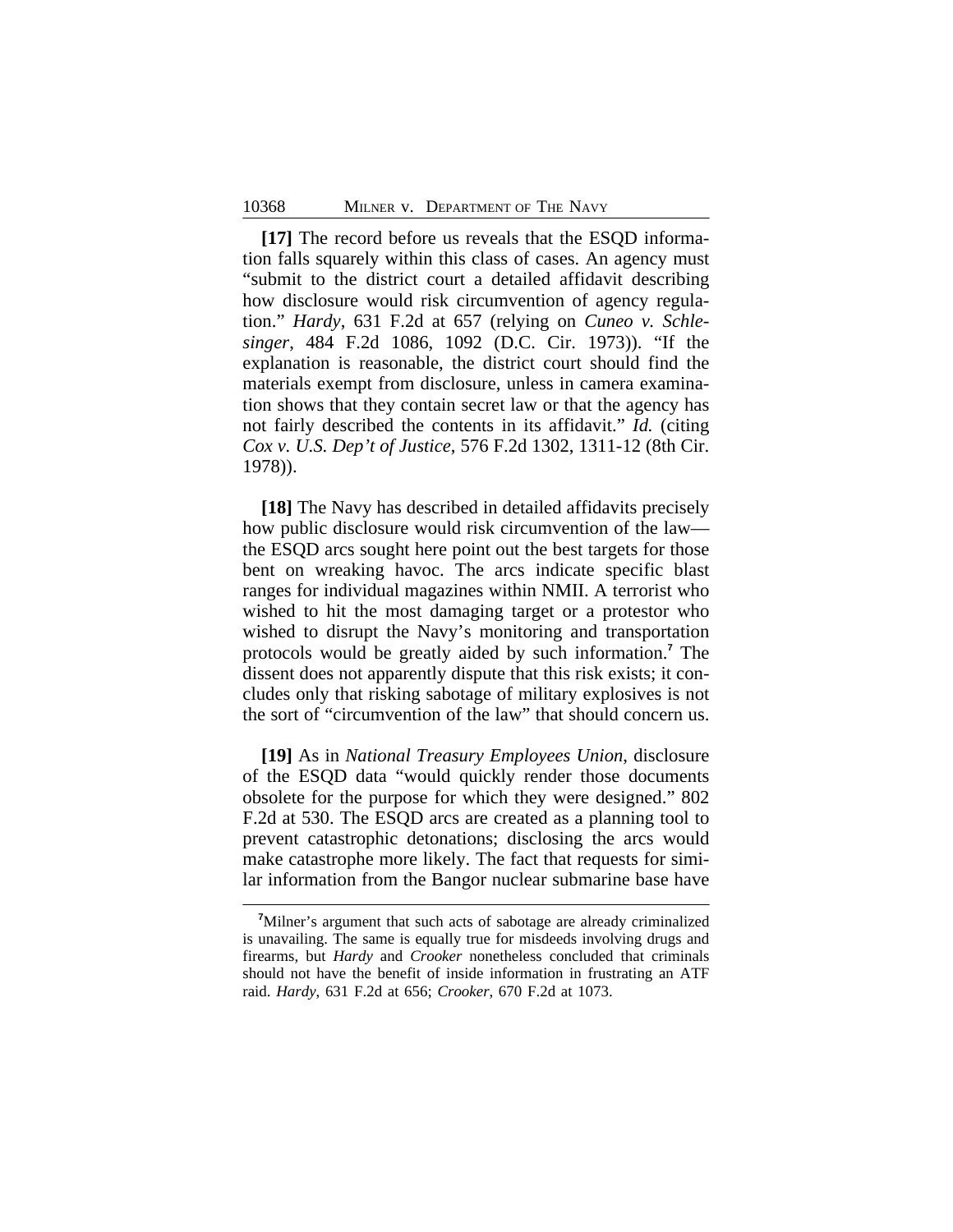**[17]** The record before us reveals that the ESQD information falls squarely within this class of cases. An agency must "submit to the district court a detailed affidavit describing how disclosure would risk circumvention of agency regulation." *Hardy*, 631 F.2d at 657 (relying on *Cuneo v. Schlesinger*, 484 F.2d 1086, 1092 (D.C. Cir. 1973)). "If the explanation is reasonable, the district court should find the materials exempt from disclosure, unless in camera examination shows that they contain secret law or that the agency has not fairly described the contents in its affidavit." *Id.* (citing *Cox v. U.S. Dep't of Justice*, 576 F.2d 1302, 1311-12 (8th Cir. 1978)).

**[18]** The Navy has described in detailed affidavits precisely how public disclosure would risk circumvention of the law— the ESQD arcs sought here point out the best targets for those bent on wreaking havoc. The arcs indicate specific blast ranges for individual magazines within NMII. A terrorist who wished to hit the most damaging target or a protestor who wished to disrupt the Navy's monitoring and transportation protocols would be greatly aided by such information.[7] The dissent does not apparently dispute that this risk exists; it concludes only that risking sabotage of military explosives is not the sort of "circumvention of the law" that should concern us.

**[19]** As in *National Treasury Employees Union*, disclosure of the ESQD data "would quickly render those documents obsolete for the purpose for which they were designed." 802 F.2d at 530. The ESQD arcs are created as a planning tool to prevent catastrophic detonations; disclosing the arcs would make catastrophe more likely. The fact that requests for similar information from the Bangor nuclear submarine base have

---

[7]Milner's argument that such acts of sabotage are already criminalized is unavailing. The same is equally true for misdeeds involving drugs and firearms, but *Hardy* and *Crooker* nonetheless concluded that criminals should not have the benefit of inside information in frustrating an ATF raid. *Hardy*, 631 F.2d at 656; *Crooker*, 670 F.2d at 1073.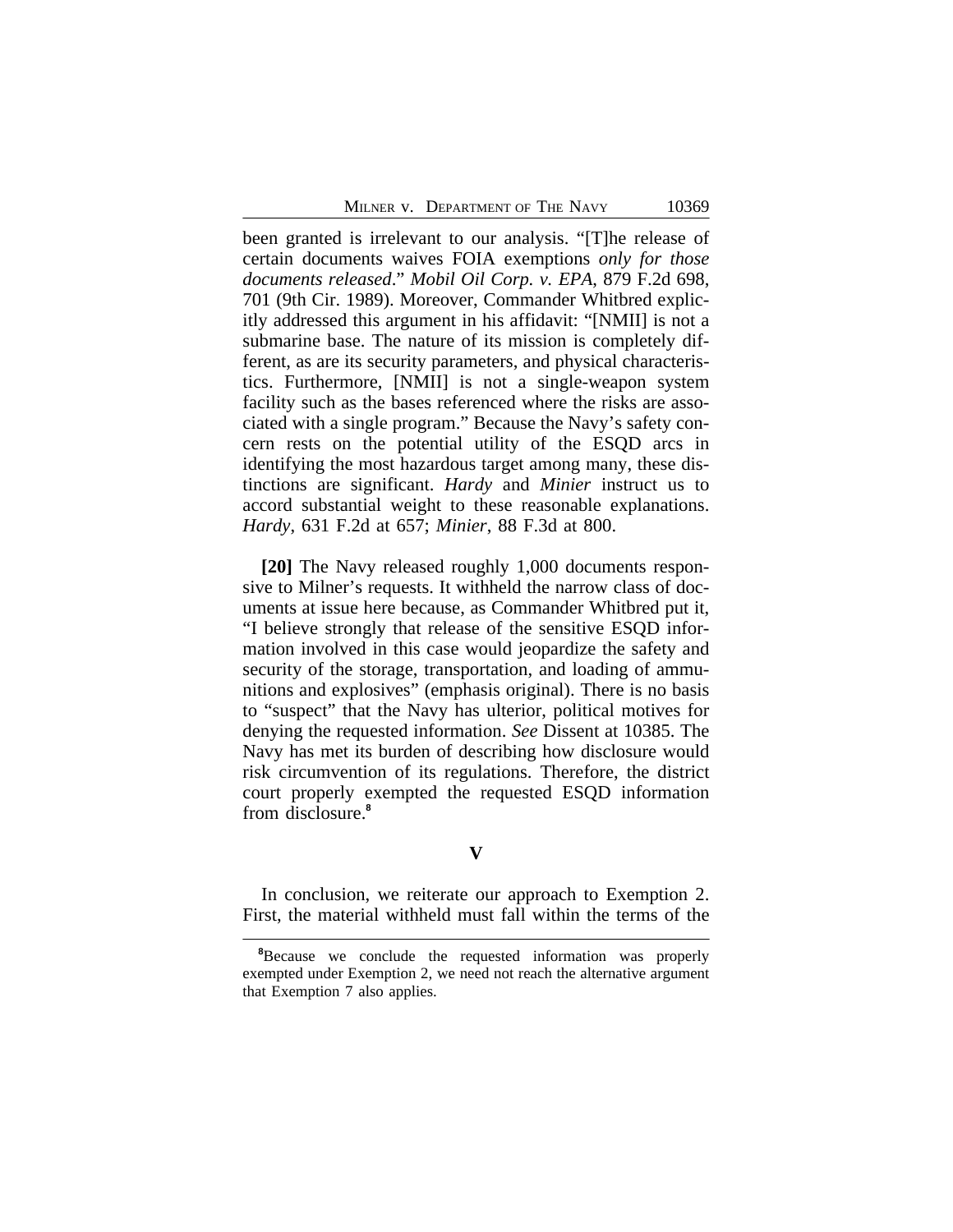been granted is irrelevant to our analysis. "[T]he release of certain documents waives FOIA exemptions *only for those documents released*." *Mobil Oil Corp. v. EPA*, 879 F.2d 698, 701 (9th Cir. 1989). Moreover, Commander Whitbred explicitly addressed this argument in his affidavit: "[NMII] is not a submarine base. The nature of its mission is completely different, as are its security parameters, and physical characteristics. Furthermore, [NMII] is not a single-weapon system facility such as the bases referenced where the risks are associated with a single program." Because the Navy's safety concern rests on the potential utility of the ESQD arcs in identifying the most hazardous target among many, these distinctions are significant. *Hardy* and *Minier* instruct us to accord substantial weight to these reasonable explanations. *Hardy*, 631 F.2d at 657; *Minier*, 88 F.3d at 800.

**[20]** The Navy released roughly 1,000 documents responsive to Milner's requests. It withheld the narrow class of documents at issue here because, as Commander Whitbred put it, "I believe strongly that release of the sensitive ESQD information involved in this case would jeopardize the safety and security of the storage, transportation, and loading of ammunitions and explosives" (emphasis original). There is no basis to "suspect" that the Navy has ulterior, political motives for denying the requested information. *See* Dissent at 10385. The Navy has met its burden of describing how disclosure would risk circumvention of its regulations. Therefore, the district court properly exempted the requested ESQD information from disclosure.[8]

## V

In conclusion, we reiterate our approach to Exemption 2. First, the material withheld must fall within the terms of the

[8]Because we conclude the requested information was properly exempted under Exemption 2, we need not reach the alternative argument that Exemption 7 also applies.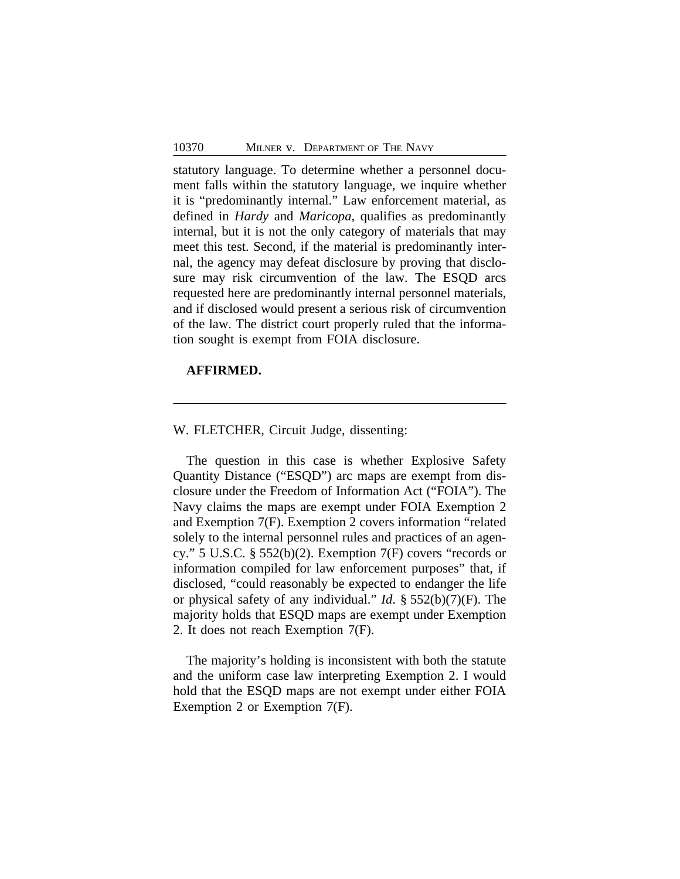statutory language. To determine whether a personnel document falls within the statutory language, we inquire whether it is "predominantly internal." Law enforcement material, as defined in *Hardy* and *Maricopa*, qualifies as predominantly internal, but it is not the only category of materials that may meet this test. Second, if the material is predominantly internal, the agency may defeat disclosure by proving that disclosure may risk circumvention of the law. The ESQD arcs requested here are predominantly internal personnel materials, and if disclosed would present a serious risk of circumvention of the law. The district court properly ruled that the information sought is exempt from FOIA disclosure.

**AFFIRMED.**

---

W. FLETCHER, Circuit Judge, dissenting:

The question in this case is whether Explosive Safety Quantity Distance ("ESQD") arc maps are exempt from disclosure under the Freedom of Information Act ("FOIA"). The Navy claims the maps are exempt under FOIA Exemption 2 and Exemption 7(F). Exemption 2 covers information "related solely to the internal personnel rules and practices of an agency." 5 U.S.C. § 552(b)(2). Exemption 7(F) covers "records or information compiled for law enforcement purposes" that, if disclosed, "could reasonably be expected to endanger the life or physical safety of any individual." *Id*. § 552(b)(7)(F). The majority holds that ESQD maps are exempt under Exemption 2. It does not reach Exemption 7(F).

The majority's holding is inconsistent with both the statute and the uniform case law interpreting Exemption 2. I would hold that the ESQD maps are not exempt under either FOIA Exemption 2 or Exemption 7(F).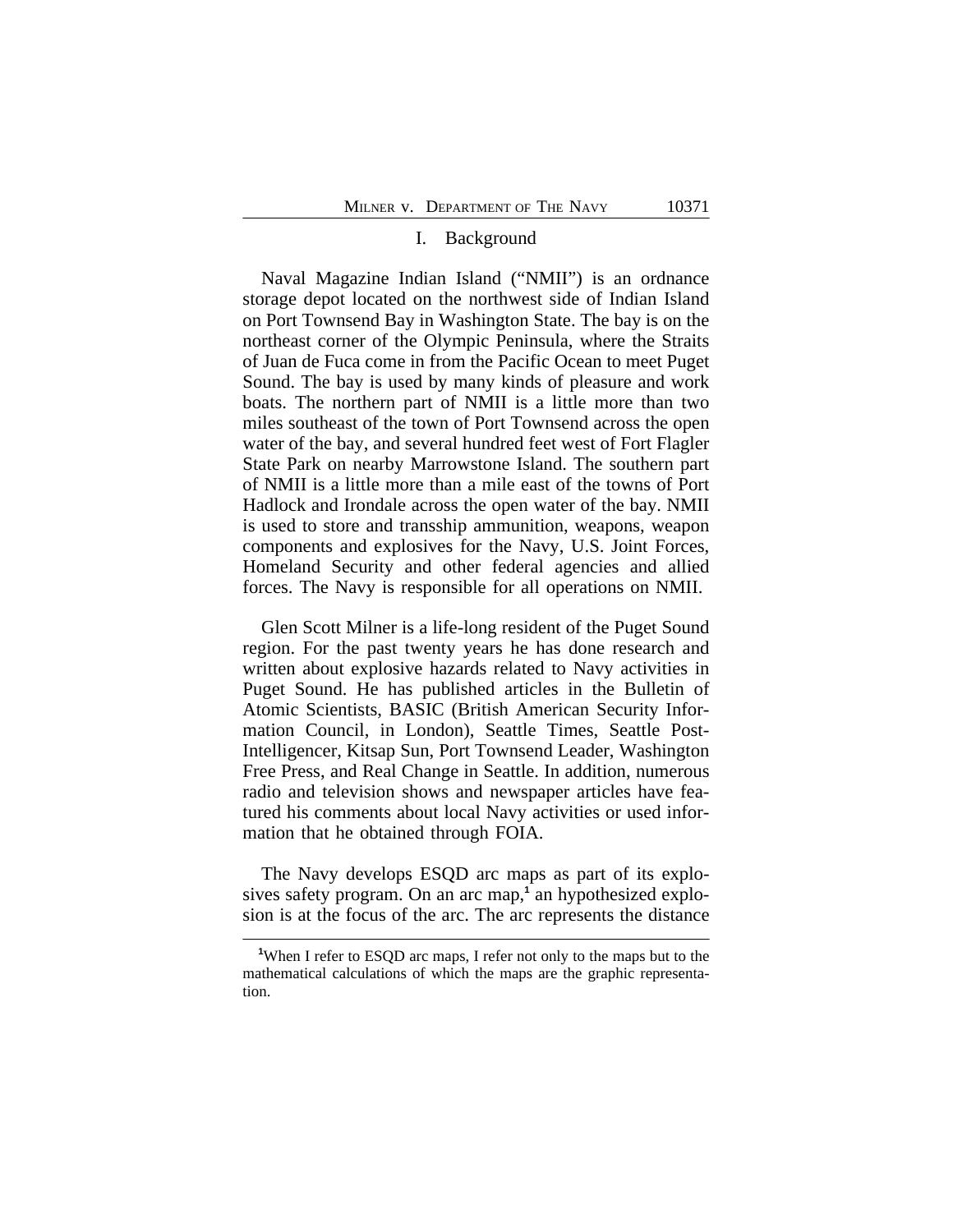## I. Background

Naval Magazine Indian Island ("NMII") is an ordnance storage depot located on the northwest side of Indian Island on Port Townsend Bay in Washington State. The bay is on the northeast corner of the Olympic Peninsula, where the Straits of Juan de Fuca come in from the Pacific Ocean to meet Puget Sound. The bay is used by many kinds of pleasure and work boats. The northern part of NMII is a little more than two miles southeast of the town of Port Townsend across the open water of the bay, and several hundred feet west of Fort Flagler State Park on nearby Marrowstone Island. The southern part of NMII is a little more than a mile east of the towns of Port Hadlock and Irondale across the open water of the bay. NMII is used to store and transship ammunition, weapons, weapon components and explosives for the Navy, U.S. Joint Forces, Homeland Security and other federal agencies and allied forces. The Navy is responsible for all operations on NMII.

Glen Scott Milner is a life-long resident of the Puget Sound region. For the past twenty years he has done research and written about explosive hazards related to Navy activities in Puget Sound. He has published articles in the Bulletin of Atomic Scientists, BASIC (British American Security Information Council, in London), Seattle Times, Seattle Post-Intelligencer, Kitsap Sun, Port Townsend Leader, Washington Free Press, and Real Change in Seattle. In addition, numerous radio and television shows and newspaper articles have featured his comments about local Navy activities or used information that he obtained through FOIA.

The Navy develops ESQD arc maps as part of its explosives safety program. On an arc map,[1] an hypothesized explosion is at the focus of the arc. The arc represents the distance

---

[1] When I refer to ESQD arc maps, I refer not only to the maps but to the mathematical calculations of which the maps are the graphic representation.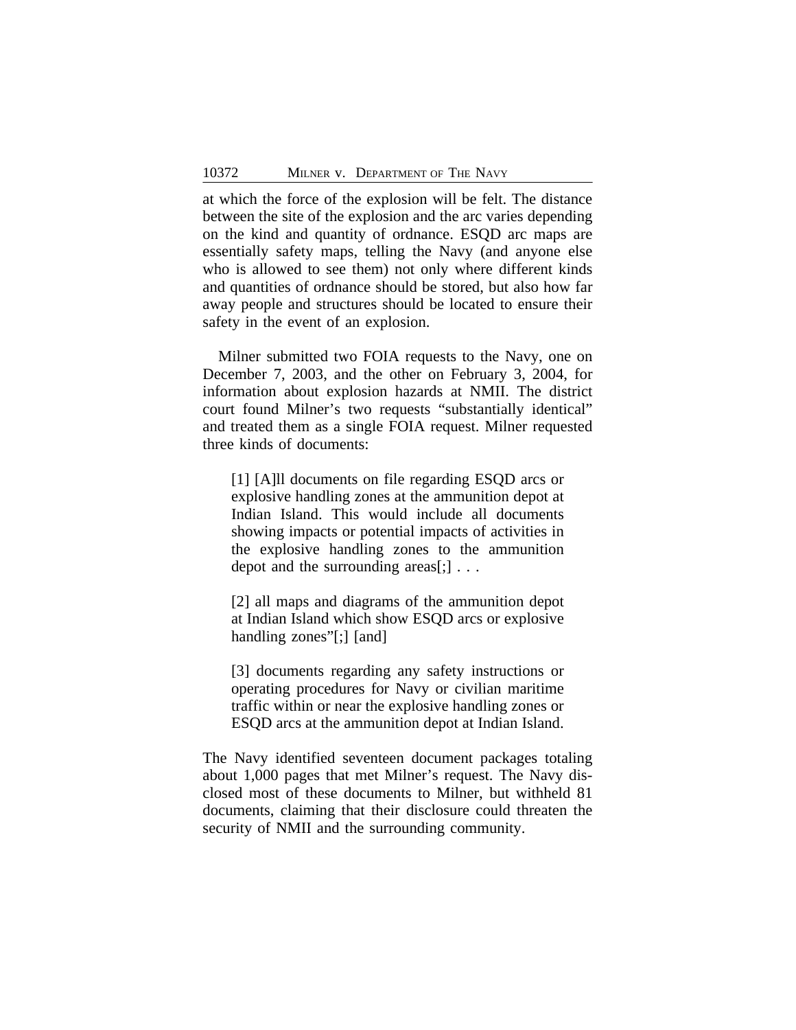at which the force of the explosion will be felt. The distance between the site of the explosion and the arc varies depending on the kind and quantity of ordnance. ESQD arc maps are essentially safety maps, telling the Navy (and anyone else who is allowed to see them) not only where different kinds and quantities of ordnance should be stored, but also how far away people and structures should be located to ensure their safety in the event of an explosion.

Milner submitted two FOIA requests to the Navy, one on December 7, 2003, and the other on February 3, 2004, for information about explosion hazards at NMII. The district court found Milner's two requests "substantially identical" and treated them as a single FOIA request. Milner requested three kinds of documents:

> [1] [A]ll documents on file regarding ESQD arcs or explosive handling zones at the ammunition depot at Indian Island. This would include all documents showing impacts or potential impacts of activities in the explosive handling zones to the ammunition depot and the surrounding areas[;] . . .
>
> [2] all maps and diagrams of the ammunition depot at Indian Island which show ESQD arcs or explosive handling zones"[;] [and]
>
> [3] documents regarding any safety instructions or operating procedures for Navy or civilian maritime traffic within or near the explosive handling zones or ESQD arcs at the ammunition depot at Indian Island.

The Navy identified seventeen document packages totaling about 1,000 pages that met Milner's request. The Navy disclosed most of these documents to Milner, but withheld 81 documents, claiming that their disclosure could threaten the security of NMII and the surrounding community.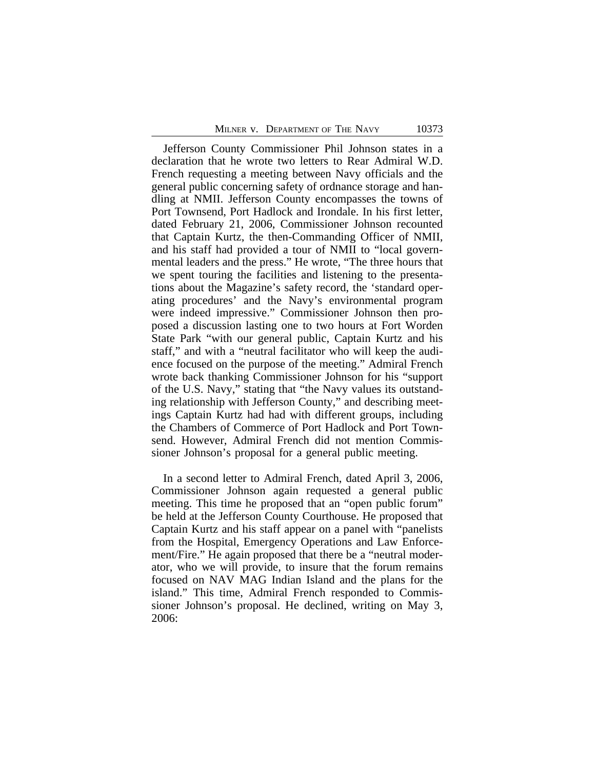Jefferson County Commissioner Phil Johnson states in a declaration that he wrote two letters to Rear Admiral W.D. French requesting a meeting between Navy officials and the general public concerning safety of ordnance storage and handling at NMII. Jefferson County encompasses the towns of Port Townsend, Port Hadlock and Irondale. In his first letter, dated February 21, 2006, Commissioner Johnson recounted that Captain Kurtz, the then-Commanding Officer of NMII, and his staff had provided a tour of NMII to "local governmental leaders and the press." He wrote, "The three hours that we spent touring the facilities and listening to the presentations about the Magazine's safety record, the 'standard operating procedures' and the Navy's environmental program were indeed impressive." Commissioner Johnson then proposed a discussion lasting one to two hours at Fort Worden State Park "with our general public, Captain Kurtz and his staff," and with a "neutral facilitator who will keep the audience focused on the purpose of the meeting." Admiral French wrote back thanking Commissioner Johnson for his "support of the U.S. Navy," stating that "the Navy values its outstanding relationship with Jefferson County," and describing meetings Captain Kurtz had had with different groups, including the Chambers of Commerce of Port Hadlock and Port Townsend. However, Admiral French did not mention Commissioner Johnson's proposal for a general public meeting.

In a second letter to Admiral French, dated April 3, 2006, Commissioner Johnson again requested a general public meeting. This time he proposed that an "open public forum" be held at the Jefferson County Courthouse. He proposed that Captain Kurtz and his staff appear on a panel with "panelists from the Hospital, Emergency Operations and Law Enforcement/Fire." He again proposed that there be a "neutral moderator, who we will provide, to insure that the forum remains focused on NAV MAG Indian Island and the plans for the island." This time, Admiral French responded to Commissioner Johnson's proposal. He declined, writing on May 3, 2006: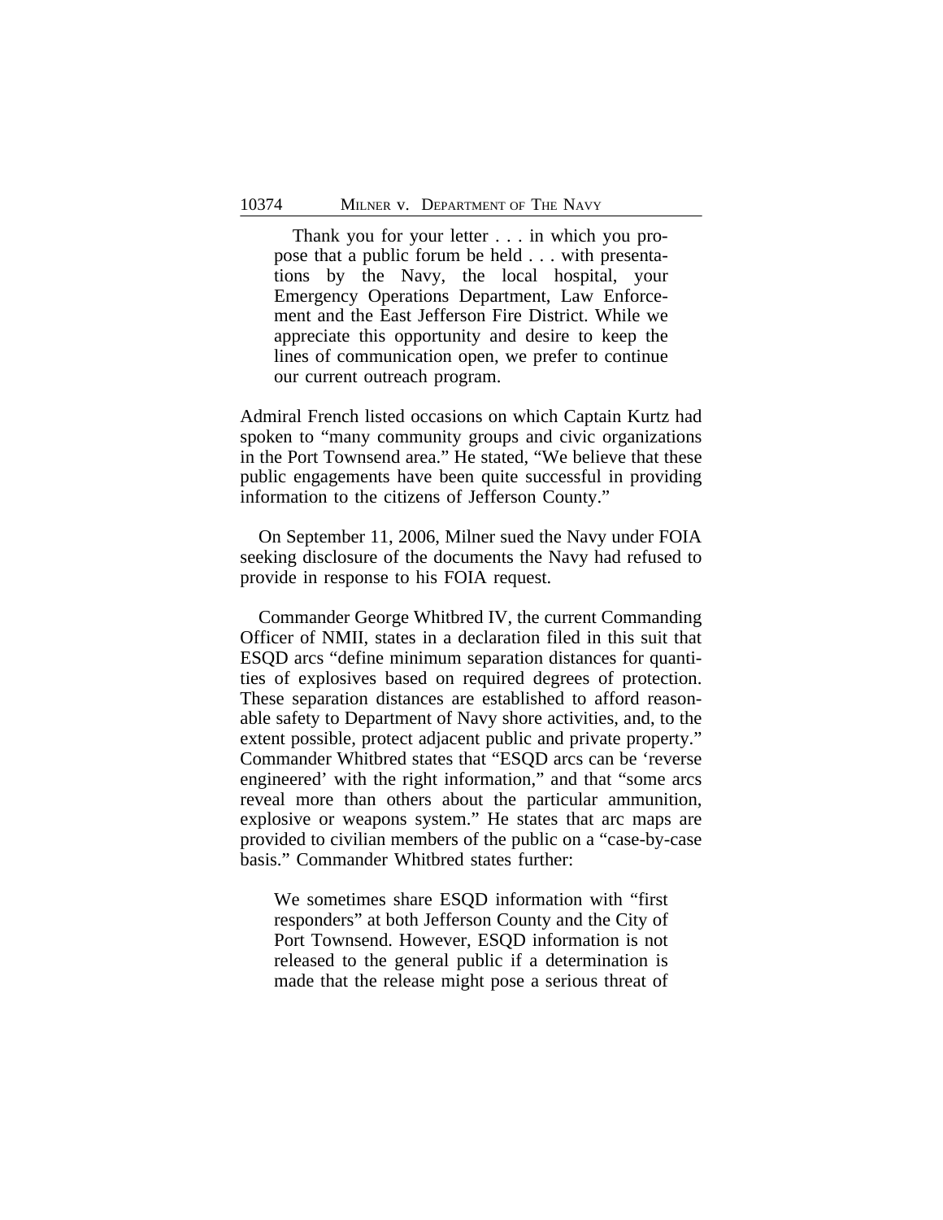> Thank you for your letter . . . in which you propose that a public forum be held . . . with presentations by the Navy, the local hospital, your Emergency Operations Department, Law Enforcement and the East Jefferson Fire District. While we appreciate this opportunity and desire to keep the lines of communication open, we prefer to continue our current outreach program.

Admiral French listed occasions on which Captain Kurtz had spoken to "many community groups and civic organizations in the Port Townsend area." He stated, "We believe that these public engagements have been quite successful in providing information to the citizens of Jefferson County."

On September 11, 2006, Milner sued the Navy under FOIA seeking disclosure of the documents the Navy had refused to provide in response to his FOIA request.

Commander George Whitbred IV, the current Commanding Officer of NMII, states in a declaration filed in this suit that ESQD arcs "define minimum separation distances for quantities of explosives based on required degrees of protection. These separation distances are established to afford reasonable safety to Department of Navy shore activities, and, to the extent possible, protect adjacent public and private property." Commander Whitbred states that "ESQD arcs can be 'reverse engineered' with the right information," and that "some arcs reveal more than others about the particular ammunition, explosive or weapons system." He states that arc maps are provided to civilian members of the public on a "case-by-case basis." Commander Whitbred states further:

> We sometimes share ESQD information with "first responders" at both Jefferson County and the City of Port Townsend. However, ESQD information is not released to the general public if a determination is made that the release might pose a serious threat of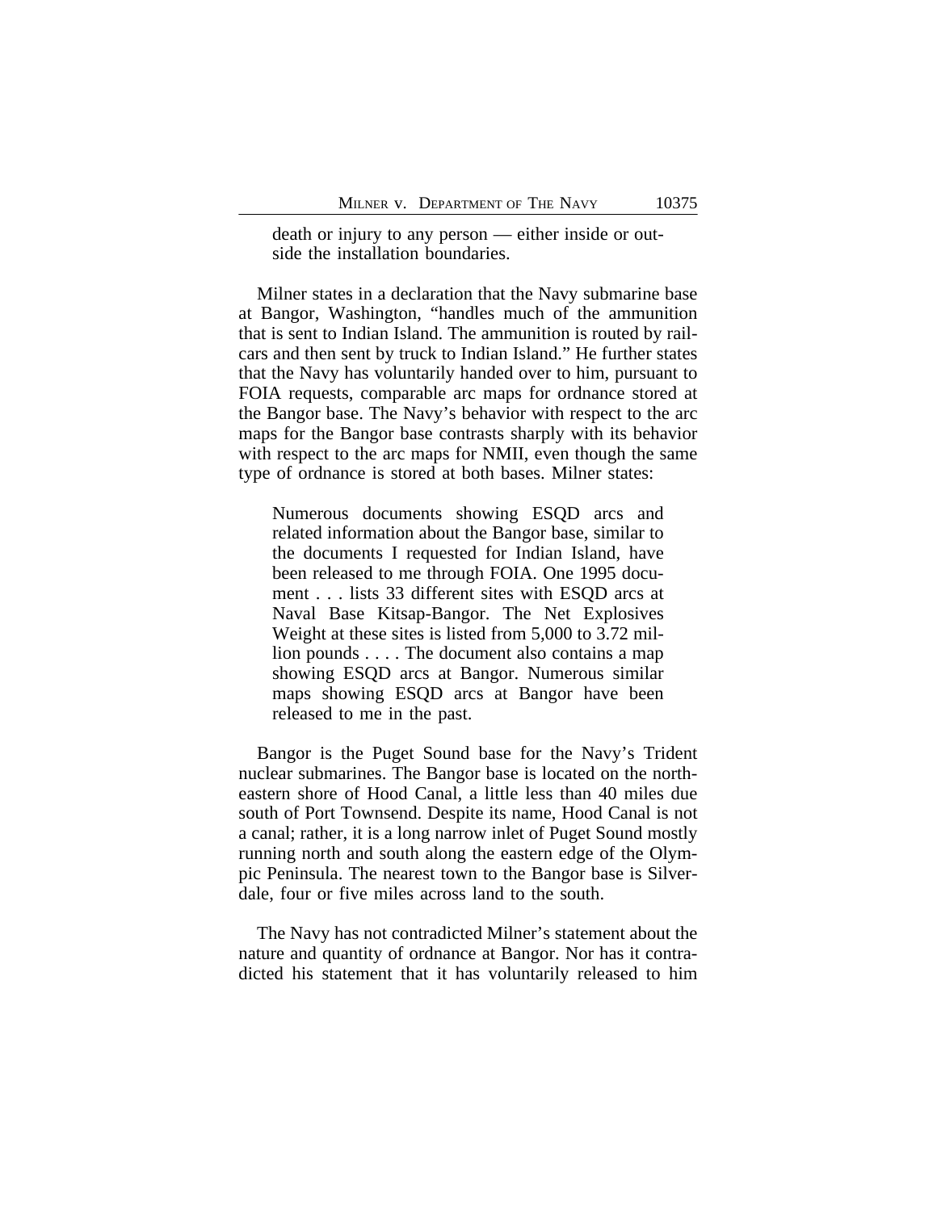> death or injury to any person — either inside or outside the installation boundaries.

Milner states in a declaration that the Navy submarine base at Bangor, Washington, "handles much of the ammunition that is sent to Indian Island. The ammunition is routed by railcars and then sent by truck to Indian Island." He further states that the Navy has voluntarily handed over to him, pursuant to FOIA requests, comparable arc maps for ordnance stored at the Bangor base. The Navy's behavior with respect to the arc maps for the Bangor base contrasts sharply with its behavior with respect to the arc maps for NMII, even though the same type of ordnance is stored at both bases. Milner states:

> Numerous documents showing ESQD arcs and related information about the Bangor base, similar to the documents I requested for Indian Island, have been released to me through FOIA. One 1995 document . . . lists 33 different sites with ESQD arcs at Naval Base Kitsap-Bangor. The Net Explosives Weight at these sites is listed from 5,000 to 3.72 million pounds . . . . The document also contains a map showing ESQD arcs at Bangor. Numerous similar maps showing ESQD arcs at Bangor have been released to me in the past.

Bangor is the Puget Sound base for the Navy's Trident nuclear submarines. The Bangor base is located on the northeastern shore of Hood Canal, a little less than 40 miles due south of Port Townsend. Despite its name, Hood Canal is not a canal; rather, it is a long narrow inlet of Puget Sound mostly running north and south along the eastern edge of the Olympic Peninsula. The nearest town to the Bangor base is Silverdale, four or five miles across land to the south.

The Navy has not contradicted Milner's statement about the nature and quantity of ordnance at Bangor. Nor has it contradicted his statement that it has voluntarily released to him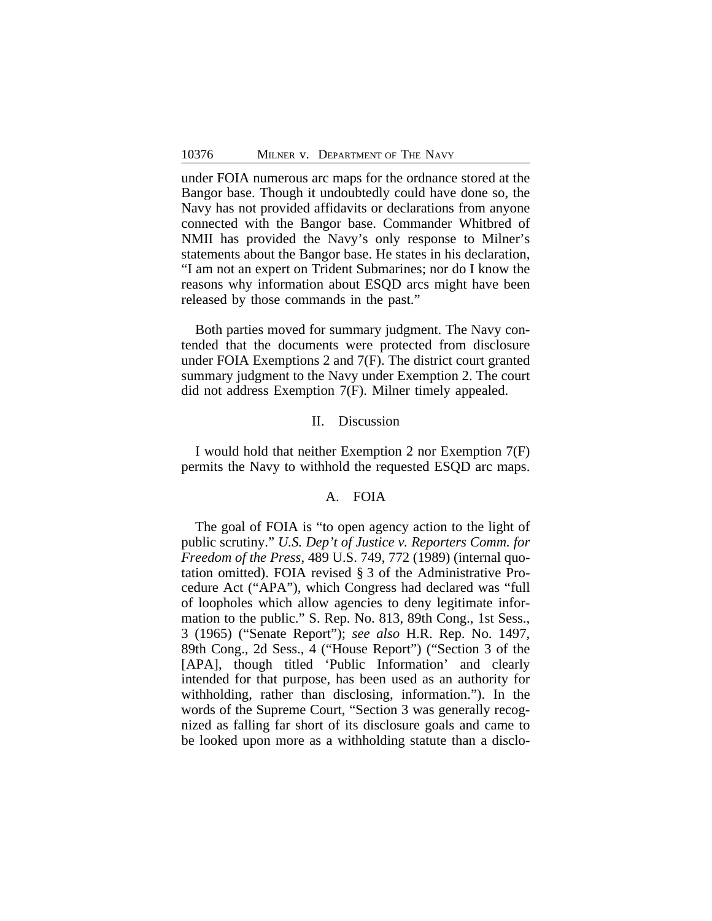under FOIA numerous arc maps for the ordnance stored at the Bangor base. Though it undoubtedly could have done so, the Navy has not provided affidavits or declarations from anyone connected with the Bangor base. Commander Whitbred of NMII has provided the Navy's only response to Milner's statements about the Bangor base. He states in his declaration, "I am not an expert on Trident Submarines; nor do I know the reasons why information about ESQD arcs might have been released by those commands in the past."

Both parties moved for summary judgment. The Navy contended that the documents were protected from disclosure under FOIA Exemptions 2 and 7(F). The district court granted summary judgment to the Navy under Exemption 2. The court did not address Exemption 7(F). Milner timely appealed.

## II. Discussion

I would hold that neither Exemption 2 nor Exemption 7(F) permits the Navy to withhold the requested ESQD arc maps.

### A. FOIA

The goal of FOIA is "to open agency action to the light of public scrutiny." *U.S. Dep't of Justice v. Reporters Comm. for Freedom of the Press*, 489 U.S. 749, 772 (1989) (internal quotation omitted). FOIA revised § 3 of the Administrative Procedure Act ("APA"), which Congress had declared was "full of loopholes which allow agencies to deny legitimate information to the public." S. Rep. No. 813, 89th Cong., 1st Sess., 3 (1965) ("Senate Report"); *see also* H.R. Rep. No. 1497, 89th Cong., 2d Sess., 4 ("House Report") ("Section 3 of the [APA], though titled 'Public Information' and clearly intended for that purpose, has been used as an authority for withholding, rather than disclosing, information."). In the words of the Supreme Court, "Section 3 was generally recognized as falling far short of its disclosure goals and came to be looked upon more as a withholding statute than a disclo-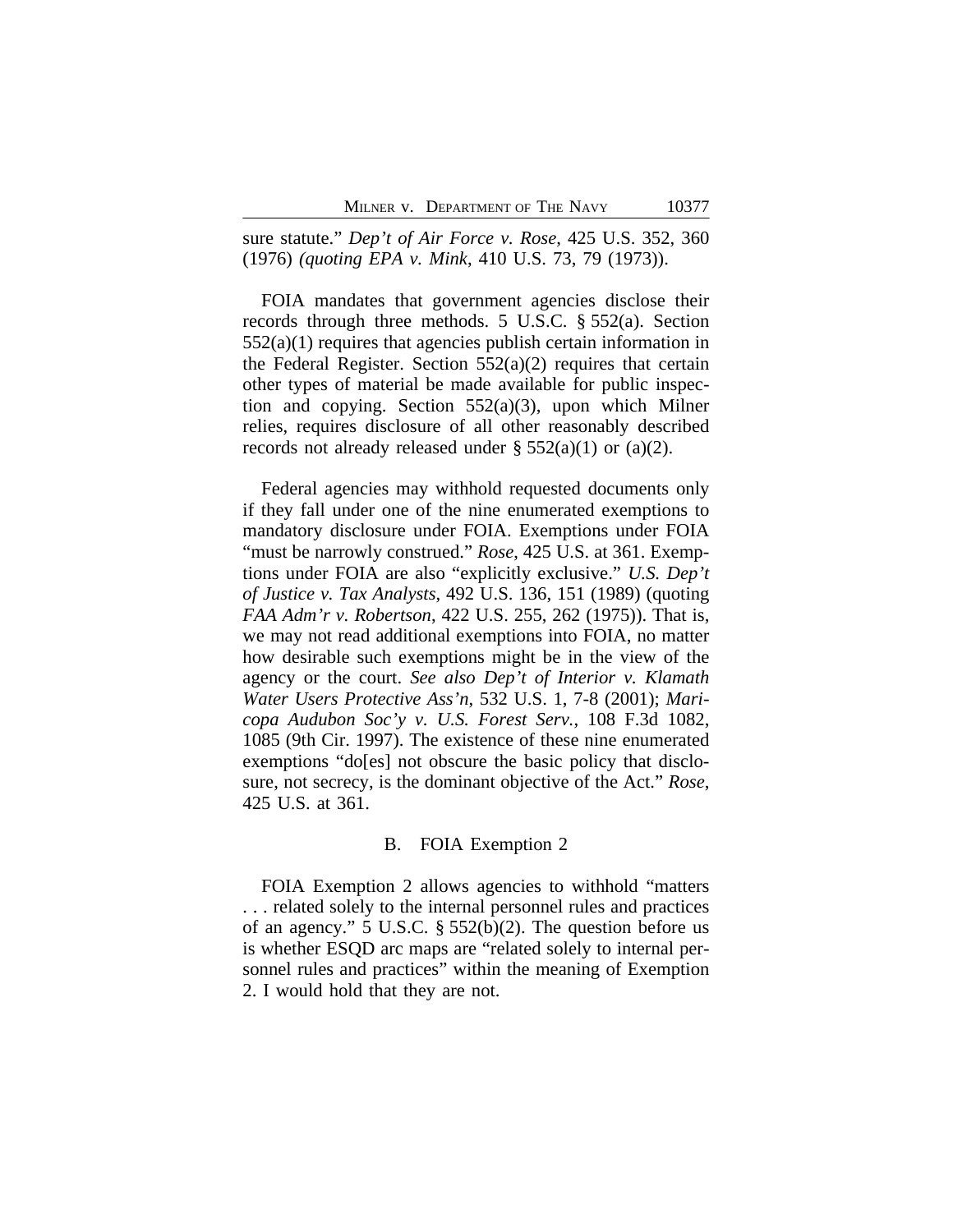sure statute." *Dep't of Air Force v. Rose*, 425 U.S. 352, 360 (1976) *(quoting EPA v. Mink*, 410 U.S. 73, 79 (1973)).

FOIA mandates that government agencies disclose their records through three methods. 5 U.S.C. § 552(a). Section 552(a)(1) requires that agencies publish certain information in the Federal Register. Section 552(a)(2) requires that certain other types of material be made available for public inspection and copying. Section 552(a)(3), upon which Milner relies, requires disclosure of all other reasonably described records not already released under § 552(a)(1) or (a)(2).

Federal agencies may withhold requested documents only if they fall under one of the nine enumerated exemptions to mandatory disclosure under FOIA. Exemptions under FOIA "must be narrowly construed." *Rose*, 425 U.S. at 361. Exemptions under FOIA are also "explicitly exclusive." *U.S. Dep't of Justice v. Tax Analysts*, 492 U.S. 136, 151 (1989) (quoting *FAA Adm'r v. Robertson*, 422 U.S. 255, 262 (1975)). That is, we may not read additional exemptions into FOIA, no matter how desirable such exemptions might be in the view of the agency or the court. *See also Dep't of Interior v. Klamath Water Users Protective Ass'n*, 532 U.S. 1, 7-8 (2001); *Maricopa Audubon Soc'y v. U.S. Forest Serv.*, 108 F.3d 1082, 1085 (9th Cir. 1997). The existence of these nine enumerated exemptions "do[es] not obscure the basic policy that disclosure, not secrecy, is the dominant objective of the Act." *Rose*, 425 U.S. at 361.

### B. FOIA Exemption 2

FOIA Exemption 2 allows agencies to withhold "matters . . . related solely to the internal personnel rules and practices of an agency." 5 U.S.C. § 552(b)(2). The question before us is whether ESQD arc maps are "related solely to internal personnel rules and practices" within the meaning of Exemption 2. I would hold that they are not.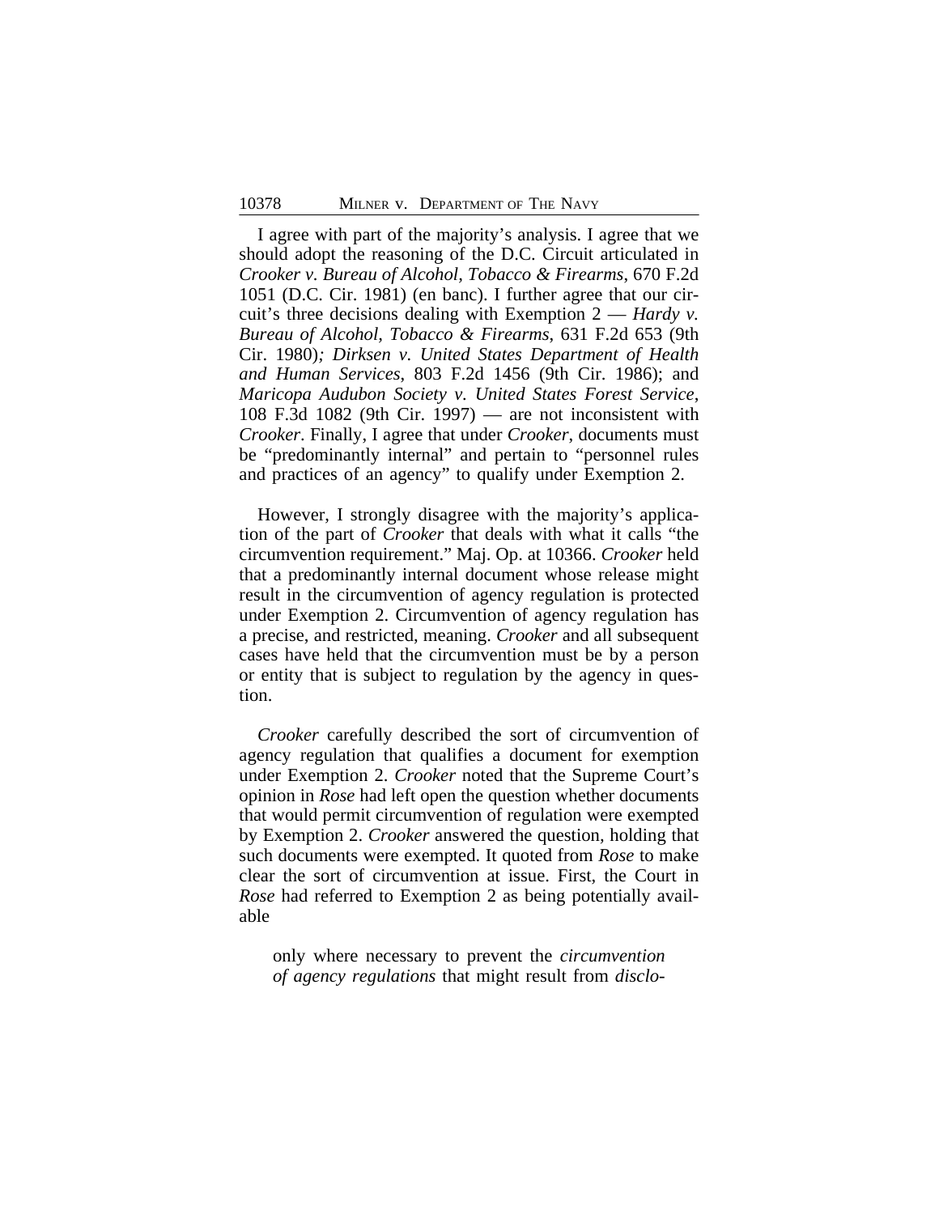I agree with part of the majority's analysis. I agree that we should adopt the reasoning of the D.C. Circuit articulated in *Crooker v. Bureau of Alcohol, Tobacco & Firearms*, 670 F.2d 1051 (D.C. Cir. 1981) (en banc). I further agree that our circuit's three decisions dealing with Exemption 2 — *Hardy v. Bureau of Alcohol, Tobacco & Firearms*, 631 F.2d 653 (9th Cir. 1980); *Dirksen v. United States Department of Health and Human Services*, 803 F.2d 1456 (9th Cir. 1986); and *Maricopa Audubon Society v. United States Forest Service*, 108 F.3d 1082 (9th Cir. 1997) — are not inconsistent with *Crooker*. Finally, I agree that under *Crooker*, documents must be "predominantly internal" and pertain to "personnel rules and practices of an agency" to qualify under Exemption 2.

However, I strongly disagree with the majority's application of the part of *Crooker* that deals with what it calls "the circumvention requirement." Maj. Op. at 10366. *Crooker* held that a predominantly internal document whose release might result in the circumvention of agency regulation is protected under Exemption 2. Circumvention of agency regulation has a precise, and restricted, meaning. *Crooker* and all subsequent cases have held that the circumvention must be by a person or entity that is subject to regulation by the agency in question.

*Crooker* carefully described the sort of circumvention of agency regulation that qualifies a document for exemption under Exemption 2. *Crooker* noted that the Supreme Court's opinion in *Rose* had left open the question whether documents that would permit circumvention of regulation were exempted by Exemption 2. *Crooker* answered the question, holding that such documents were exempted. It quoted from *Rose* to make clear the sort of circumvention at issue. First, the Court in *Rose* had referred to Exemption 2 as being potentially available

> only where necessary to prevent the *circumvention of agency regulations* that might result from *disclo-*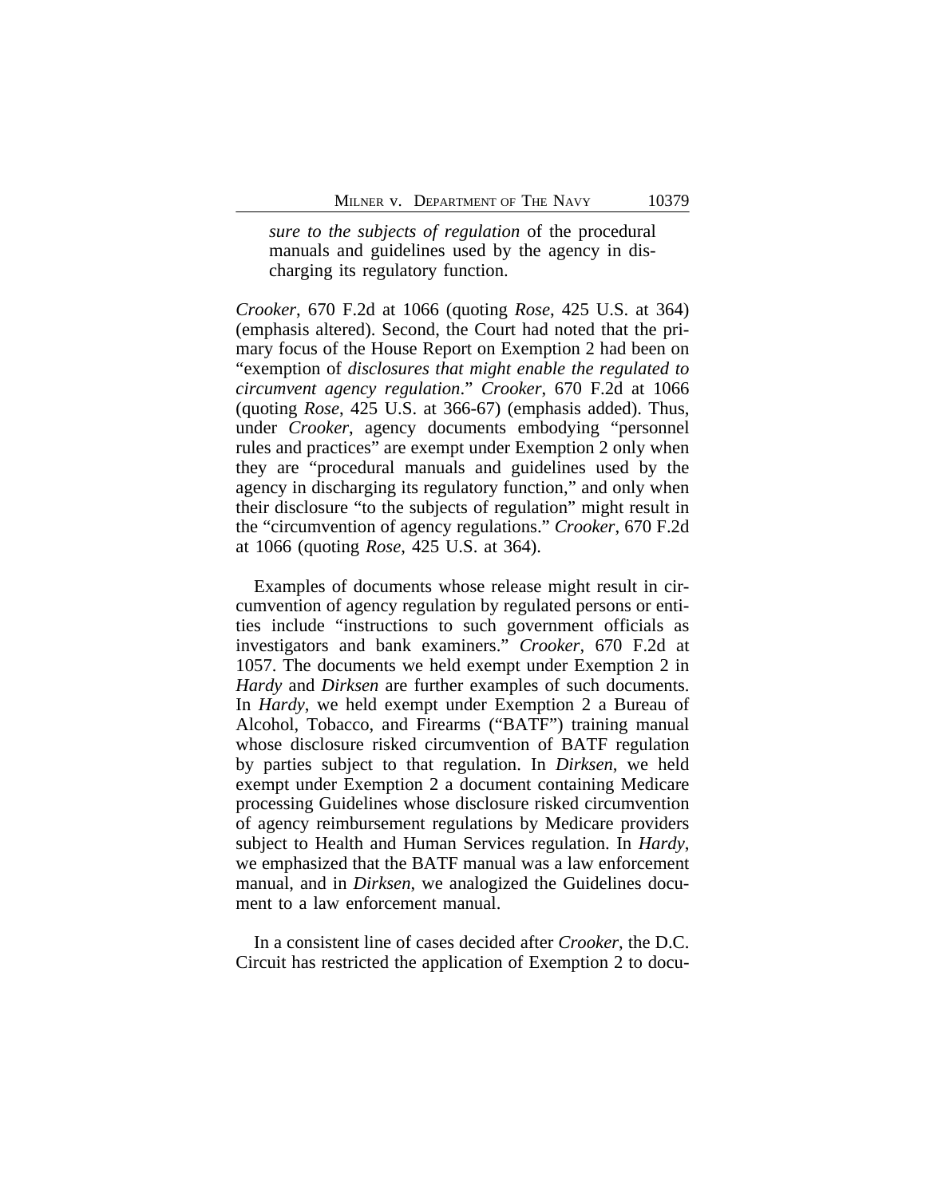> *sure to the subjects of regulation* of the procedural manuals and guidelines used by the agency in discharging its regulatory function.

*Crooker*, 670 F.2d at 1066 (quoting *Rose*, 425 U.S. at 364) (emphasis altered). Second, the Court had noted that the primary focus of the House Report on Exemption 2 had been on "exemption of *disclosures that might enable the regulated to circumvent agency regulation*." *Crooker*, 670 F.2d at 1066 (quoting *Rose*, 425 U.S. at 366-67) (emphasis added). Thus, under *Crooker*, agency documents embodying "personnel rules and practices" are exempt under Exemption 2 only when they are "procedural manuals and guidelines used by the agency in discharging its regulatory function," and only when their disclosure "to the subjects of regulation" might result in the "circumvention of agency regulations." *Crooker*, 670 F.2d at 1066 (quoting *Rose*, 425 U.S. at 364).

Examples of documents whose release might result in circumvention of agency regulation by regulated persons or entities include "instructions to such government officials as investigators and bank examiners." *Crooker*, 670 F.2d at 1057. The documents we held exempt under Exemption 2 in *Hardy* and *Dirksen* are further examples of such documents. In *Hardy*, we held exempt under Exemption 2 a Bureau of Alcohol, Tobacco, and Firearms ("BATF") training manual whose disclosure risked circumvention of BATF regulation by parties subject to that regulation. In *Dirksen*, we held exempt under Exemption 2 a document containing Medicare processing Guidelines whose disclosure risked circumvention of agency reimbursement regulations by Medicare providers subject to Health and Human Services regulation. In *Hardy*, we emphasized that the BATF manual was a law enforcement manual, and in *Dirksen*, we analogized the Guidelines document to a law enforcement manual.

In a consistent line of cases decided after *Crooker*, the D.C. Circuit has restricted the application of Exemption 2 to docu-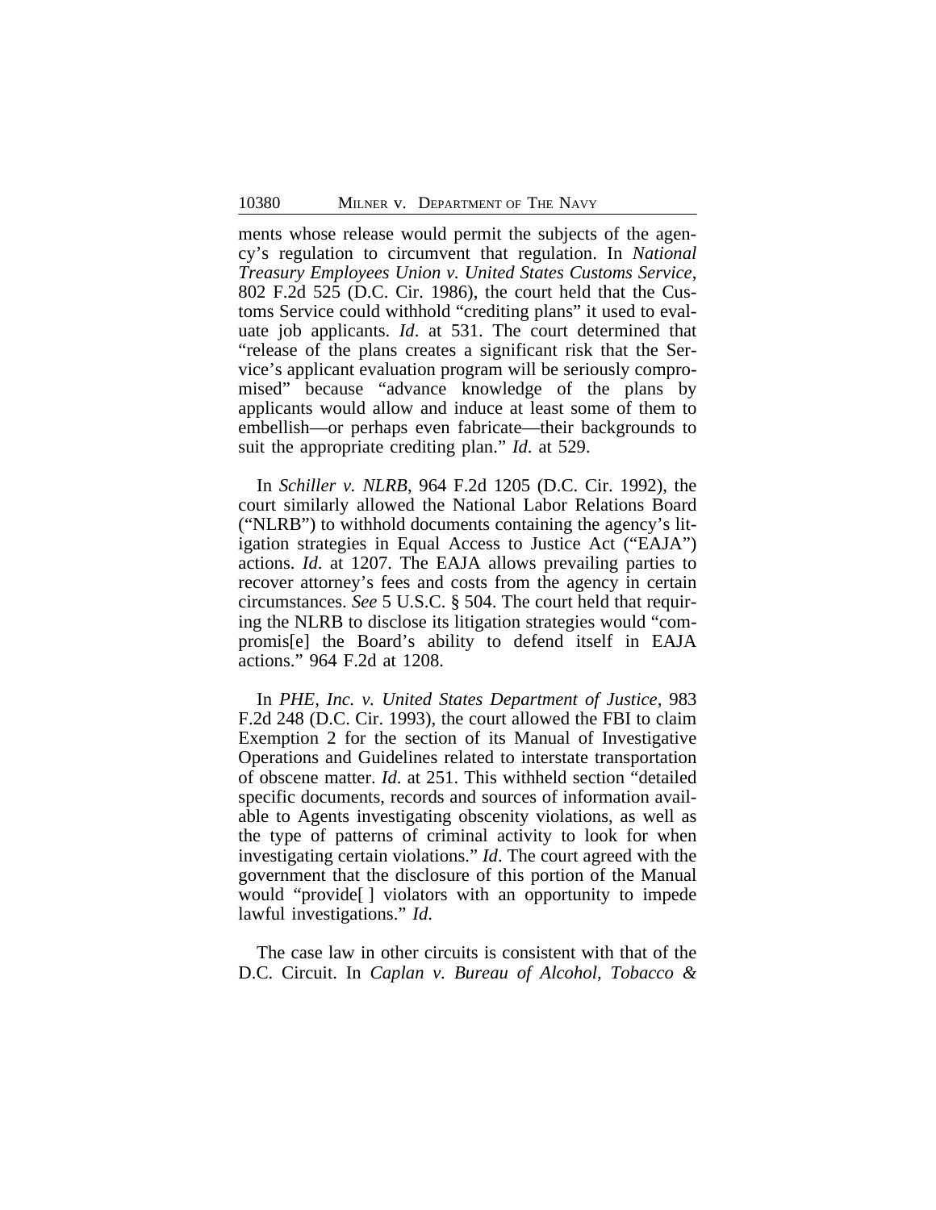ments whose release would permit the subjects of the agency's regulation to circumvent that regulation. In *National Treasury Employees Union v. United States Customs Service*, 802 F.2d 525 (D.C. Cir. 1986), the court held that the Customs Service could withhold "crediting plans" it used to evaluate job applicants. *Id*. at 531. The court determined that "release of the plans creates a significant risk that the Service's applicant evaluation program will be seriously compromised" because "advance knowledge of the plans by applicants would allow and induce at least some of them to embellish—or perhaps even fabricate—their backgrounds to suit the appropriate crediting plan." *Id*. at 529.

In *Schiller v. NLRB*, 964 F.2d 1205 (D.C. Cir. 1992), the court similarly allowed the National Labor Relations Board ("NLRB") to withhold documents containing the agency's litigation strategies in Equal Access to Justice Act ("EAJA") actions. *Id*. at 1207. The EAJA allows prevailing parties to recover attorney's fees and costs from the agency in certain circumstances. *See* 5 U.S.C. § 504. The court held that requiring the NLRB to disclose its litigation strategies would "compromis[e] the Board's ability to defend itself in EAJA actions." 964 F.2d at 1208.

In *PHE, Inc. v. United States Department of Justice*, 983 F.2d 248 (D.C. Cir. 1993), the court allowed the FBI to claim Exemption 2 for the section of its Manual of Investigative Operations and Guidelines related to interstate transportation of obscene matter. *Id*. at 251. This withheld section "detailed specific documents, records and sources of information available to Agents investigating obscenity violations, as well as the type of patterns of criminal activity to look for when investigating certain violations." *Id*. The court agreed with the government that the disclosure of this portion of the Manual would "provide[ ] violators with an opportunity to impede lawful investigations." *Id*.

The case law in other circuits is consistent with that of the D.C. Circuit. In *Caplan v. Bureau of Alcohol, Tobacco &*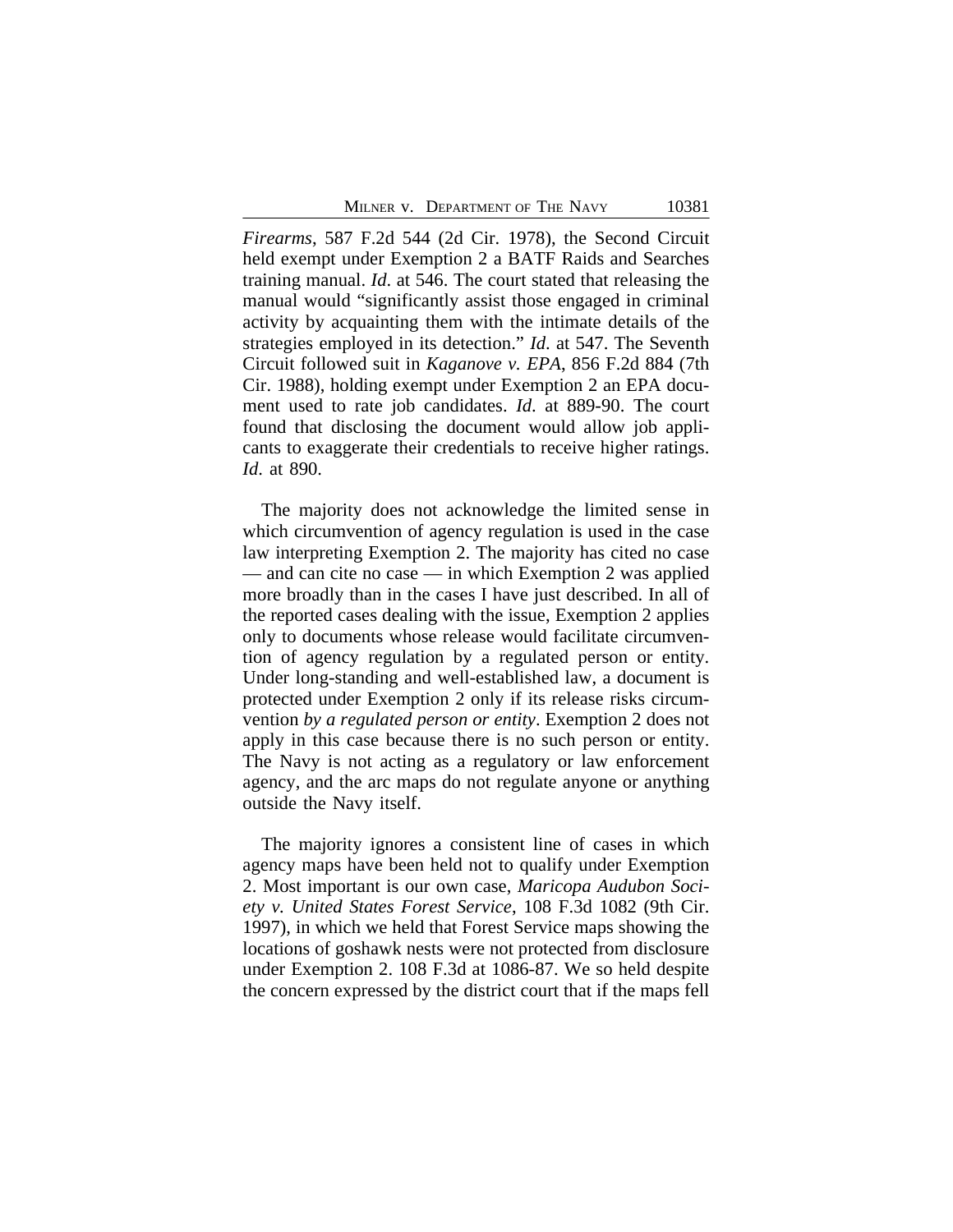*Firearms*, 587 F.2d 544 (2d Cir. 1978), the Second Circuit held exempt under Exemption 2 a BATF Raids and Searches training manual. *Id*. at 546. The court stated that releasing the manual would "significantly assist those engaged in criminal activity by acquainting them with the intimate details of the strategies employed in its detection." *Id*. at 547. The Seventh Circuit followed suit in *Kaganove v. EPA*, 856 F.2d 884 (7th Cir. 1988), holding exempt under Exemption 2 an EPA document used to rate job candidates. *Id*. at 889-90. The court found that disclosing the document would allow job applicants to exaggerate their credentials to receive higher ratings. *Id*. at 890.

The majority does not acknowledge the limited sense in which circumvention of agency regulation is used in the case law interpreting Exemption 2. The majority has cited no case — and can cite no case — in which Exemption 2 was applied more broadly than in the cases I have just described. In all of the reported cases dealing with the issue, Exemption 2 applies only to documents whose release would facilitate circumvention of agency regulation by a regulated person or entity. Under long-standing and well-established law, a document is protected under Exemption 2 only if its release risks circumvention *by a regulated person or entity*. Exemption 2 does not apply in this case because there is no such person or entity. The Navy is not acting as a regulatory or law enforcement agency, and the arc maps do not regulate anyone or anything outside the Navy itself.

The majority ignores a consistent line of cases in which agency maps have been held not to qualify under Exemption 2. Most important is our own case, *Maricopa Audubon Society v. United States Forest Service*, 108 F.3d 1082 (9th Cir. 1997), in which we held that Forest Service maps showing the locations of goshawk nests were not protected from disclosure under Exemption 2. 108 F.3d at 1086-87. We so held despite the concern expressed by the district court that if the maps fell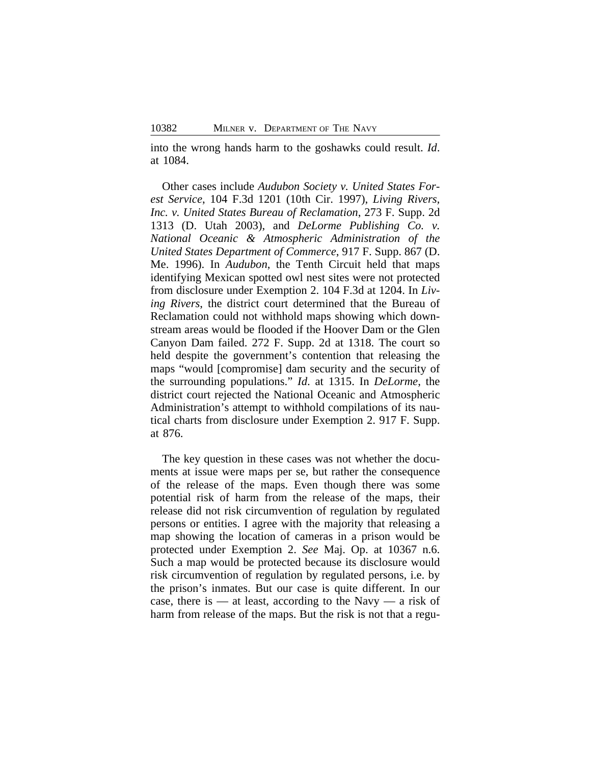into the wrong hands harm to the goshawks could result. *Id*. at 1084.

Other cases include *Audubon Society v. United States Forest Service*, 104 F.3d 1201 (10th Cir. 1997), *Living Rivers, Inc. v. United States Bureau of Reclamation*, 273 F. Supp. 2d 1313 (D. Utah 2003), and *DeLorme Publishing Co. v. National Oceanic & Atmospheric Administration of the United States Department of Commerce*, 917 F. Supp. 867 (D. Me. 1996). In *Audubon*, the Tenth Circuit held that maps identifying Mexican spotted owl nest sites were not protected from disclosure under Exemption 2. 104 F.3d at 1204. In *Living Rivers*, the district court determined that the Bureau of Reclamation could not withhold maps showing which downstream areas would be flooded if the Hoover Dam or the Glen Canyon Dam failed. 272 F. Supp. 2d at 1318. The court so held despite the government's contention that releasing the maps "would [compromise] dam security and the security of the surrounding populations." *Id*. at 1315. In *DeLorme*, the district court rejected the National Oceanic and Atmospheric Administration's attempt to withhold compilations of its nautical charts from disclosure under Exemption 2. 917 F. Supp. at 876.

The key question in these cases was not whether the documents at issue were maps per se, but rather the consequence of the release of the maps. Even though there was some potential risk of harm from the release of the maps, their release did not risk circumvention of regulation by regulated persons or entities. I agree with the majority that releasing a map showing the location of cameras in a prison would be protected under Exemption 2. *See* Maj. Op. at 10367 n.6. Such a map would be protected because its disclosure would risk circumvention of regulation by regulated persons, i.e. by the prison's inmates. But our case is quite different. In our case, there is — at least, according to the Navy — a risk of harm from release of the maps. But the risk is not that a regu-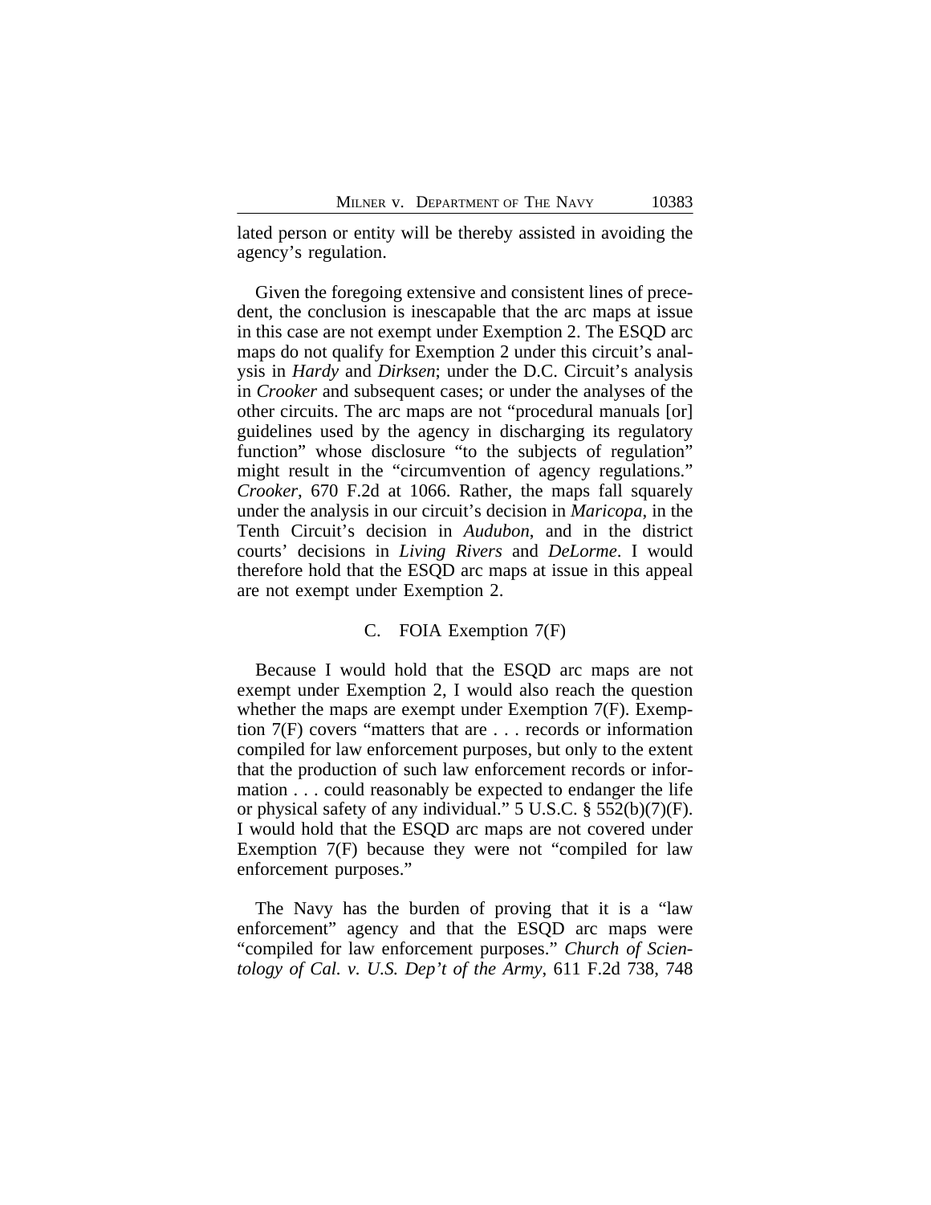lated person or entity will be thereby assisted in avoiding the agency's regulation.

Given the foregoing extensive and consistent lines of precedent, the conclusion is inescapable that the arc maps at issue in this case are not exempt under Exemption 2. The ESQD arc maps do not qualify for Exemption 2 under this circuit's analysis in *Hardy* and *Dirksen*; under the D.C. Circuit's analysis in *Crooker* and subsequent cases; or under the analyses of the other circuits. The arc maps are not "procedural manuals [or] guidelines used by the agency in discharging its regulatory function" whose disclosure "to the subjects of regulation" might result in the "circumvention of agency regulations." *Crooker*, 670 F.2d at 1066. Rather, the maps fall squarely under the analysis in our circuit's decision in *Maricopa*, in the Tenth Circuit's decision in *Audubon*, and in the district courts' decisions in *Living Rivers* and *DeLorme*. I would therefore hold that the ESQD arc maps at issue in this appeal are not exempt under Exemption 2.

### C. FOIA Exemption 7(F)

Because I would hold that the ESQD arc maps are not exempt under Exemption 2, I would also reach the question whether the maps are exempt under Exemption 7(F). Exemption 7(F) covers "matters that are . . . records or information compiled for law enforcement purposes, but only to the extent that the production of such law enforcement records or information . . . could reasonably be expected to endanger the life or physical safety of any individual." 5 U.S.C. § 552(b)(7)(F). I would hold that the ESQD arc maps are not covered under Exemption 7(F) because they were not "compiled for law enforcement purposes."

The Navy has the burden of proving that it is a "law enforcement" agency and that the ESQD arc maps were "compiled for law enforcement purposes." *Church of Scientology of Cal. v. U.S. Dep't of the Army*, 611 F.2d 738, 748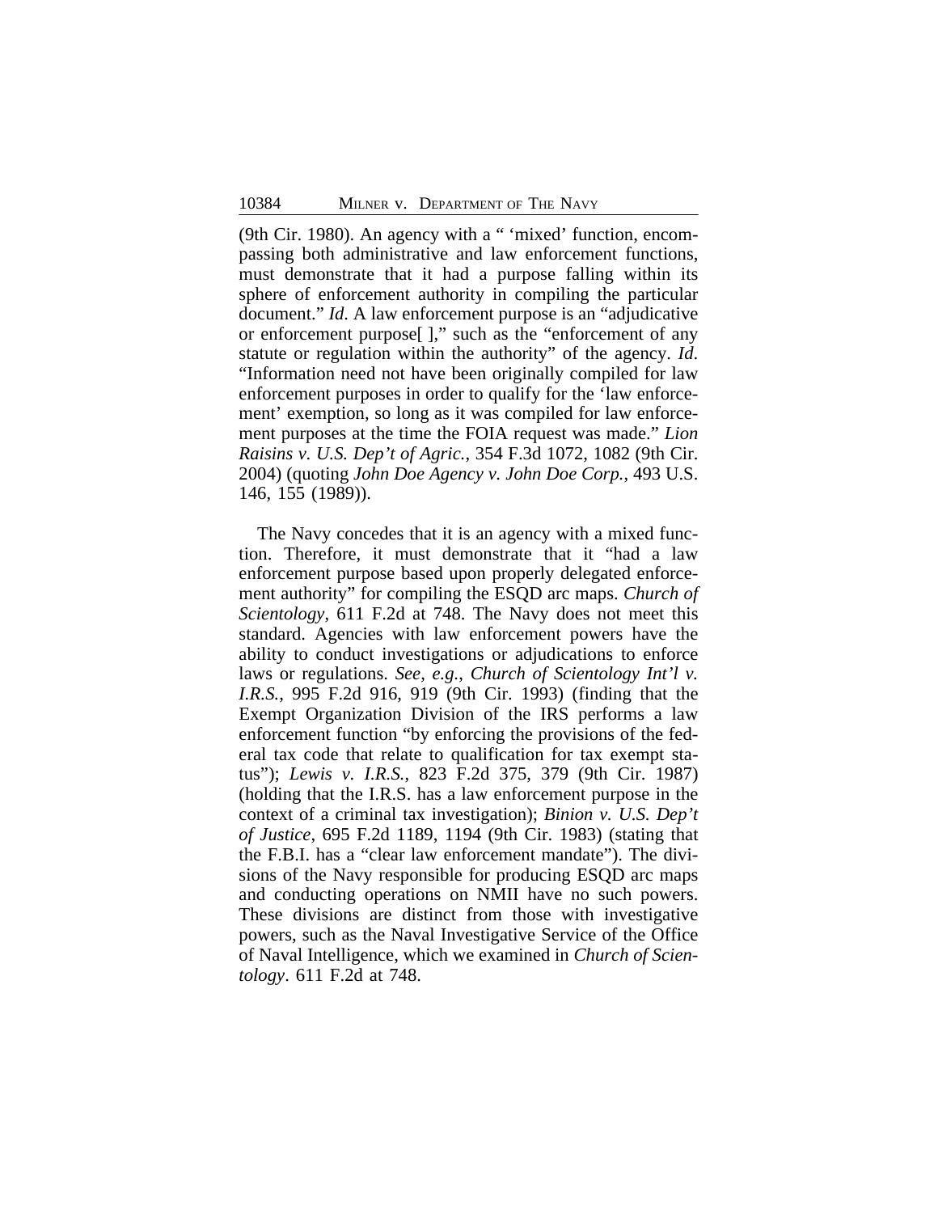(9th Cir. 1980). An agency with a " 'mixed' function, encompassing both administrative and law enforcement functions, must demonstrate that it had a purpose falling within its sphere of enforcement authority in compiling the particular document." *Id*. A law enforcement purpose is an "adjudicative or enforcement purpose[ ]," such as the "enforcement of any statute or regulation within the authority" of the agency. *Id*. "Information need not have been originally compiled for law enforcement purposes in order to qualify for the 'law enforcement' exemption, so long as it was compiled for law enforcement purposes at the time the FOIA request was made." *Lion Raisins v. U.S. Dep't of Agric.*, 354 F.3d 1072, 1082 (9th Cir. 2004) (quoting *John Doe Agency v. John Doe Corp.*, 493 U.S. 146, 155 (1989)).

The Navy concedes that it is an agency with a mixed function. Therefore, it must demonstrate that it "had a law enforcement purpose based upon properly delegated enforcement authority" for compiling the ESQD arc maps. *Church of Scientology*, 611 F.2d at 748. The Navy does not meet this standard. Agencies with law enforcement powers have the ability to conduct investigations or adjudications to enforce laws or regulations. *See, e.g.*, *Church of Scientology Int'l v. I.R.S.*, 995 F.2d 916, 919 (9th Cir. 1993) (finding that the Exempt Organization Division of the IRS performs a law enforcement function "by enforcing the provisions of the federal tax code that relate to qualification for tax exempt status"); *Lewis v. I.R.S.*, 823 F.2d 375, 379 (9th Cir. 1987) (holding that the I.R.S. has a law enforcement purpose in the context of a criminal tax investigation); *Binion v. U.S. Dep't of Justice*, 695 F.2d 1189, 1194 (9th Cir. 1983) (stating that the F.B.I. has a "clear law enforcement mandate"). The divisions of the Navy responsible for producing ESQD arc maps and conducting operations on NMII have no such powers. These divisions are distinct from those with investigative powers, such as the Naval Investigative Service of the Office of Naval Intelligence, which we examined in *Church of Scientology*. 611 F.2d at 748.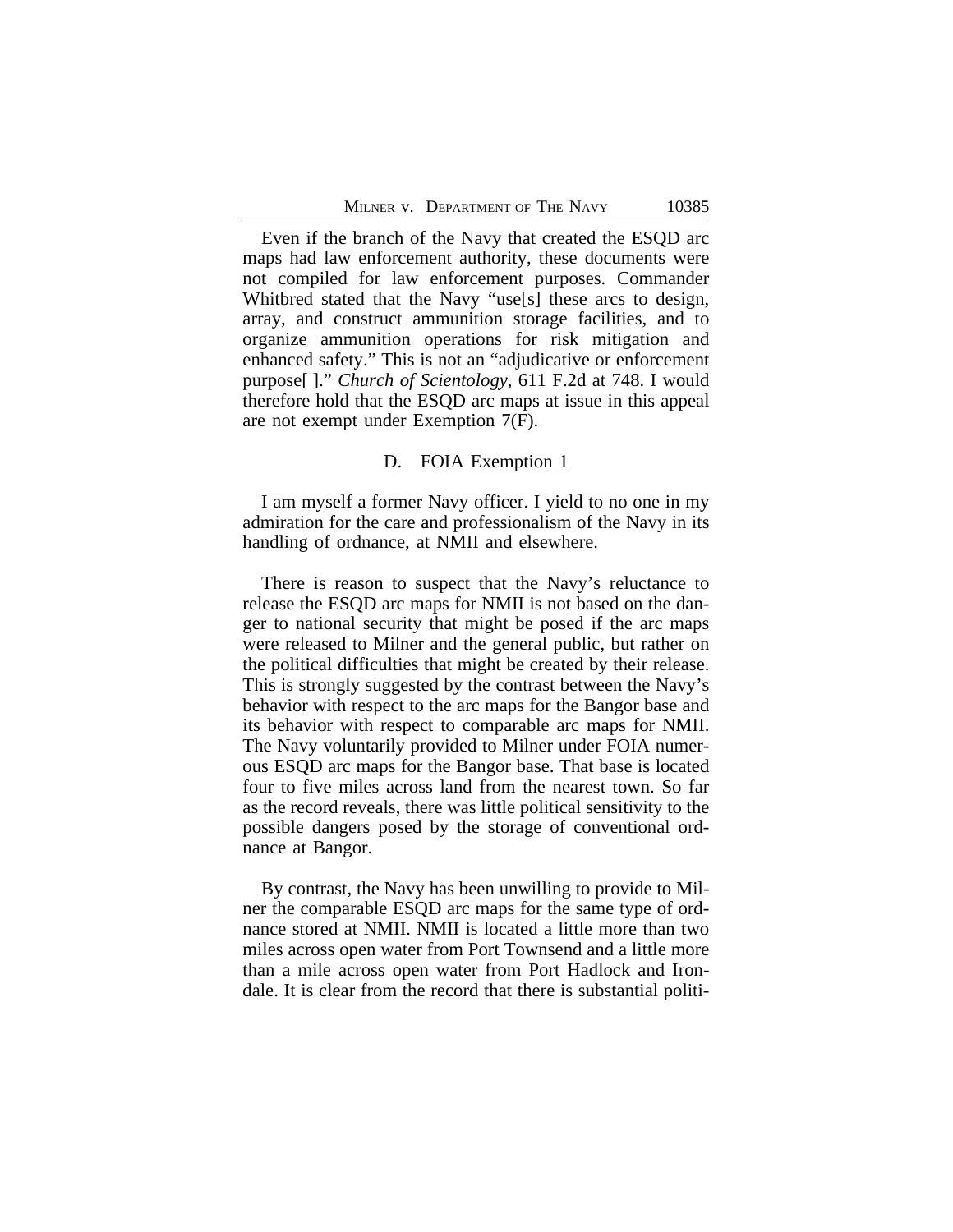Even if the branch of the Navy that created the ESQD arc maps had law enforcement authority, these documents were not compiled for law enforcement purposes. Commander Whitbred stated that the Navy "use[s] these arcs to design, array, and construct ammunition storage facilities, and to organize ammunition operations for risk mitigation and enhanced safety." This is not an "adjudicative or enforcement purpose[ ]." *Church of Scientology*, 611 F.2d at 748. I would therefore hold that the ESQD arc maps at issue in this appeal are not exempt under Exemption 7(F).

### D. FOIA Exemption 1

I am myself a former Navy officer. I yield to no one in my admiration for the care and professionalism of the Navy in its handling of ordnance, at NMII and elsewhere.

There is reason to suspect that the Navy's reluctance to release the ESQD arc maps for NMII is not based on the danger to national security that might be posed if the arc maps were released to Milner and the general public, but rather on the political difficulties that might be created by their release. This is strongly suggested by the contrast between the Navy's behavior with respect to the arc maps for the Bangor base and its behavior with respect to comparable arc maps for NMII. The Navy voluntarily provided to Milner under FOIA numerous ESQD arc maps for the Bangor base. That base is located four to five miles across land from the nearest town. So far as the record reveals, there was little political sensitivity to the possible dangers posed by the storage of conventional ordnance at Bangor.

By contrast, the Navy has been unwilling to provide to Milner the comparable ESQD arc maps for the same type of ordnance stored at NMII. NMII is located a little more than two miles across open water from Port Townsend and a little more than a mile across open water from Port Hadlock and Irondale. It is clear from the record that there is substantial politi-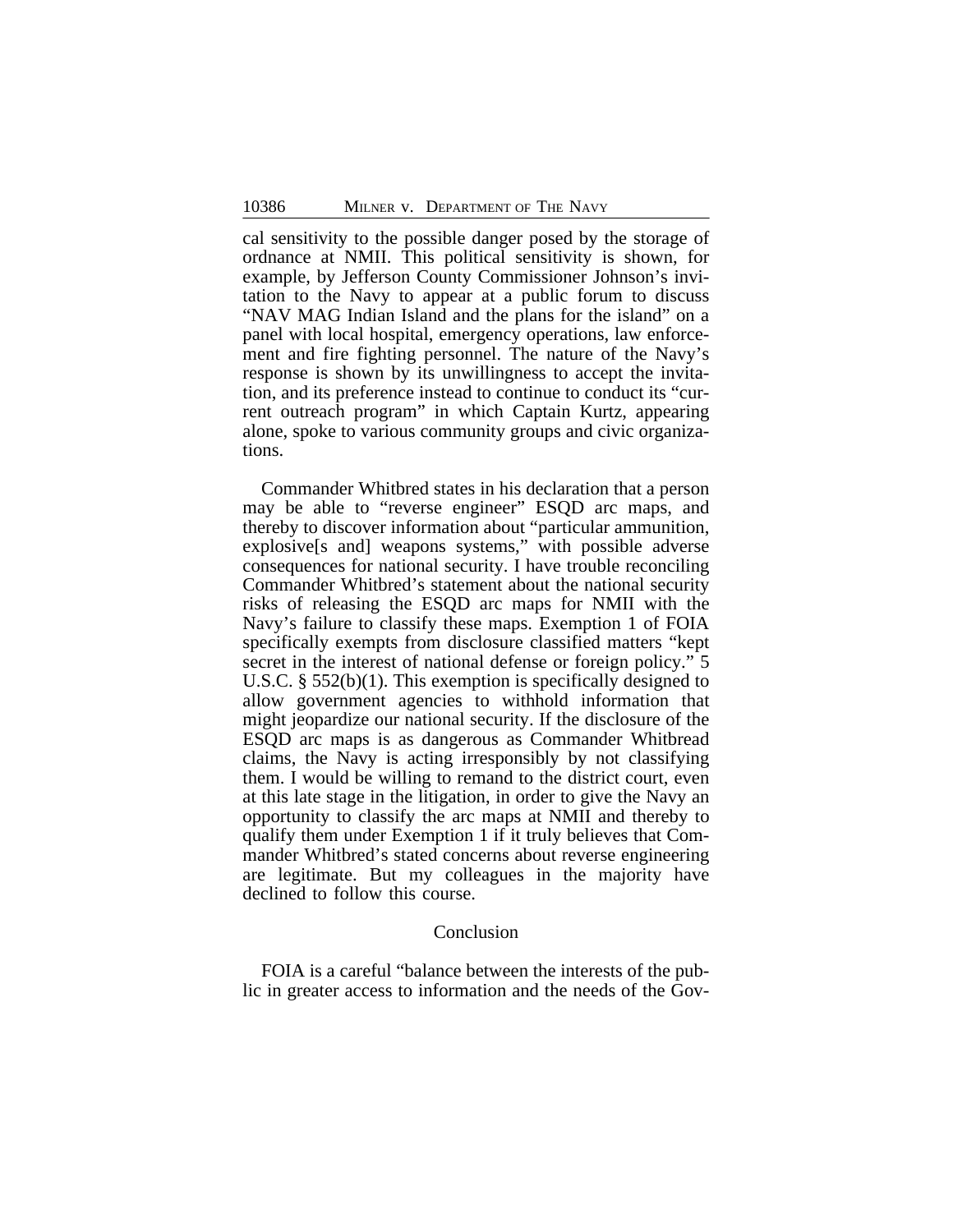cal sensitivity to the possible danger posed by the storage of ordnance at NMII. This political sensitivity is shown, for example, by Jefferson County Commissioner Johnson's invitation to the Navy to appear at a public forum to discuss "NAV MAG Indian Island and the plans for the island" on a panel with local hospital, emergency operations, law enforcement and fire fighting personnel. The nature of the Navy's response is shown by its unwillingness to accept the invitation, and its preference instead to continue to conduct its "current outreach program" in which Captain Kurtz, appearing alone, spoke to various community groups and civic organizations.

Commander Whitbred states in his declaration that a person may be able to "reverse engineer" ESQD arc maps, and thereby to discover information about "particular ammunition, explosive[s and] weapons systems," with possible adverse consequences for national security. I have trouble reconciling Commander Whitbred's statement about the national security risks of releasing the ESQD arc maps for NMII with the Navy's failure to classify these maps. Exemption 1 of FOIA specifically exempts from disclosure classified matters "kept secret in the interest of national defense or foreign policy." 5 U.S.C. § 552(b)(1). This exemption is specifically designed to allow government agencies to withhold information that might jeopardize our national security. If the disclosure of the ESQD arc maps is as dangerous as Commander Whitbread claims, the Navy is acting irresponsibly by not classifying them. I would be willing to remand to the district court, even at this late stage in the litigation, in order to give the Navy an opportunity to classify the arc maps at NMII and thereby to qualify them under Exemption 1 if it truly believes that Commander Whitbred's stated concerns about reverse engineering are legitimate. But my colleagues in the majority have declined to follow this course.

## Conclusion

FOIA is a careful "balance between the interests of the public in greater access to information and the needs of the Gov-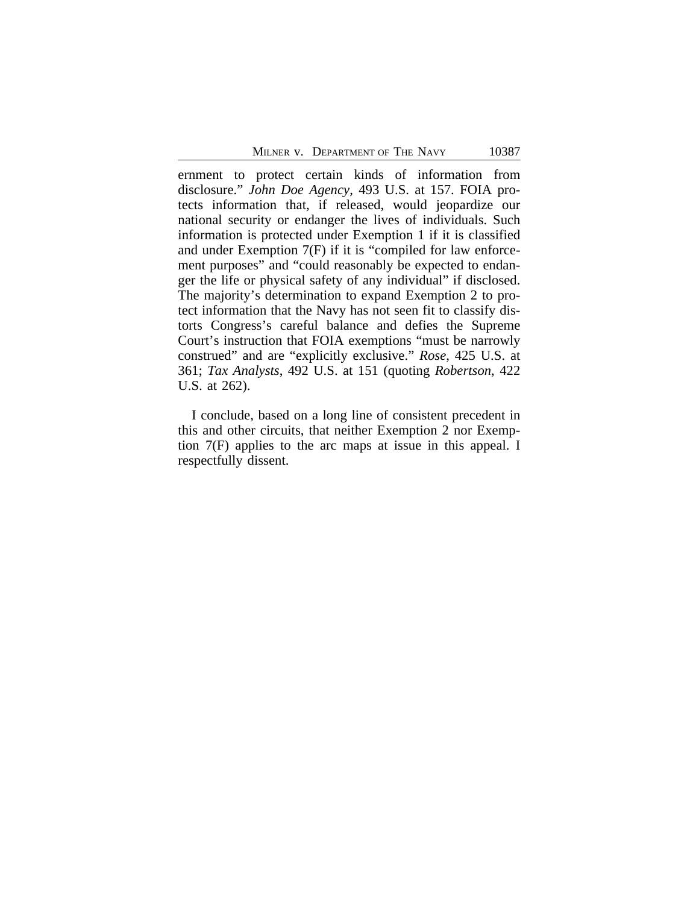ernment to protect certain kinds of information from disclosure." *John Doe Agency*, 493 U.S. at 157. FOIA protects information that, if released, would jeopardize our national security or endanger the lives of individuals. Such information is protected under Exemption 1 if it is classified and under Exemption 7(F) if it is "compiled for law enforcement purposes" and "could reasonably be expected to endanger the life or physical safety of any individual" if disclosed. The majority's determination to expand Exemption 2 to protect information that the Navy has not seen fit to classify distorts Congress's careful balance and defies the Supreme Court's instruction that FOIA exemptions "must be narrowly construed" and are "explicitly exclusive." *Rose*, 425 U.S. at 361; *Tax Analysts*, 492 U.S. at 151 (quoting *Robertson*, 422 U.S. at 262).

I conclude, based on a long line of consistent precedent in this and other circuits, that neither Exemption 2 nor Exemption 7(F) applies to the arc maps at issue in this appeal. I respectfully dissent.